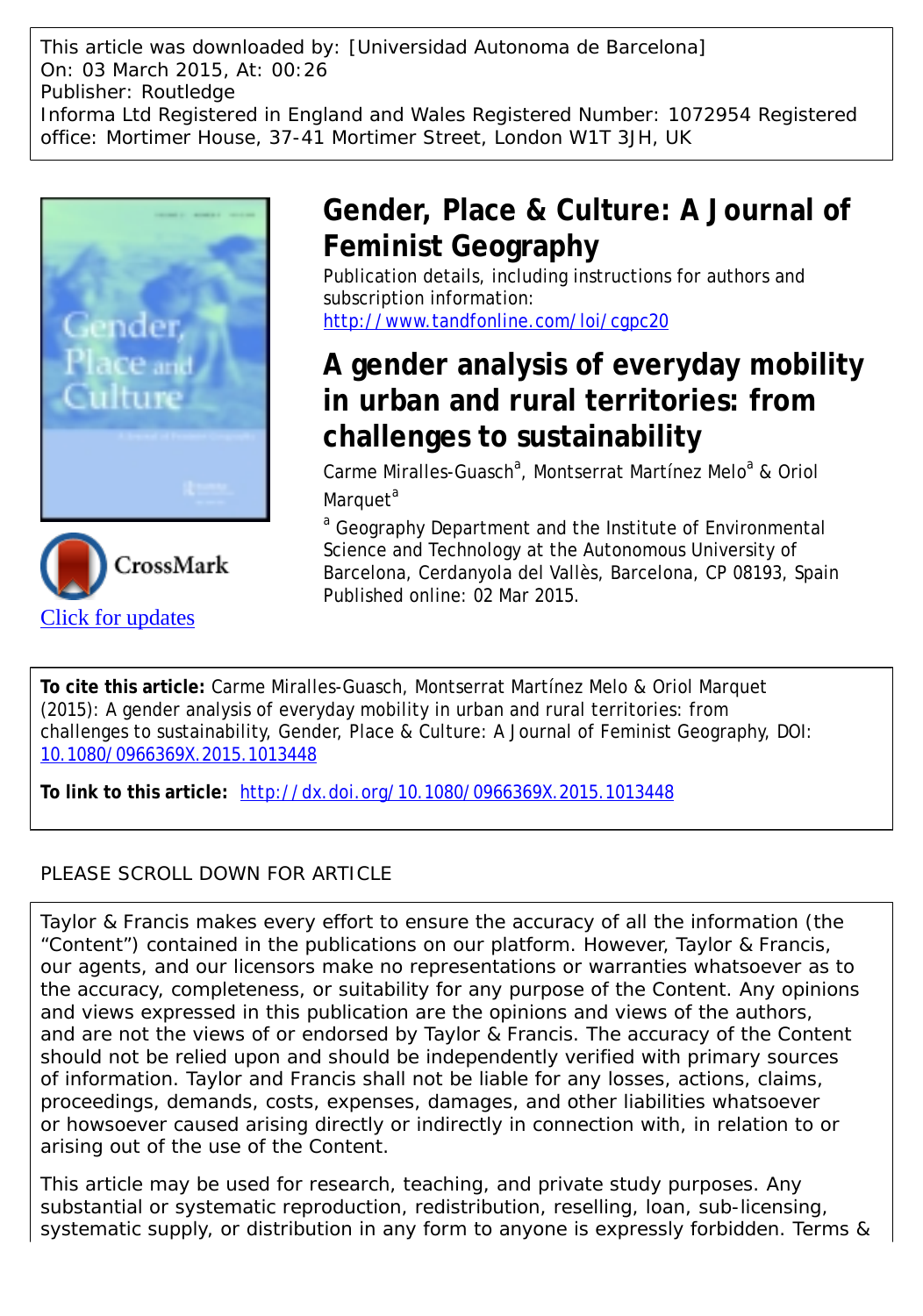This article was downloaded by: [Universidad Autonoma de Barcelona]
On: 03 March 2015, At: 00:26
Publisher: Routledge
Informa Ltd Registered in England and Wales Registered Number: 1072954 Registered office: Mortimer House, 37-41 Mortimer Street, London W1T 3JH, UK

# Gender, Place & Culture: A Journal of Feminist Geography

Publication details, including instructions for authors and subscription information:
http://www.tandfonline.com/loi/cgpc20

## A gender analysis of everyday mobility in urban and rural territories: from challenges to sustainability

Carme Miralles-Guasch[a], Montserrat Martínez Melo[a] & Oriol Marquet[a]

[a] Geography Department and the Institute of Environmental Science and Technology at the Autonomous University of Barcelona, Cerdanyola del Vallès, Barcelona, CP 08193, Spain

Published online: 02 Mar 2015.

Click for updates

**To cite this article:** Carme Miralles-Guasch, Montserrat Martínez Melo & Oriol Marquet (2015): A gender analysis of everyday mobility in urban and rural territories: from challenges to sustainability, Gender, Place & Culture: A Journal of Feminist Geography, DOI: 10.1080/0966369X.2015.1013448

**To link to this article:** http://dx.doi.org/10.1080/0966369X.2015.1013448

PLEASE SCROLL DOWN FOR ARTICLE

Taylor & Francis makes every effort to ensure the accuracy of all the information (the "Content") contained in the publications on our platform. However, Taylor & Francis, our agents, and our licensors make no representations or warranties whatsoever as to the accuracy, completeness, or suitability for any purpose of the Content. Any opinions and views expressed in this publication are the opinions and views of the authors, and are not the views of or endorsed by Taylor & Francis. The accuracy of the Content should not be relied upon and should be independently verified with primary sources of information. Taylor and Francis shall not be liable for any losses, actions, claims, proceedings, demands, costs, expenses, damages, and other liabilities whatsoever or howsoever caused arising directly or indirectly in connection with, in relation to or arising out of the use of the Content.

This article may be used for research, teaching, and private study purposes. Any substantial or systematic reproduction, redistribution, reselling, loan, sub-licensing, systematic supply, or distribution in any form to anyone is expressly forbidden. Terms &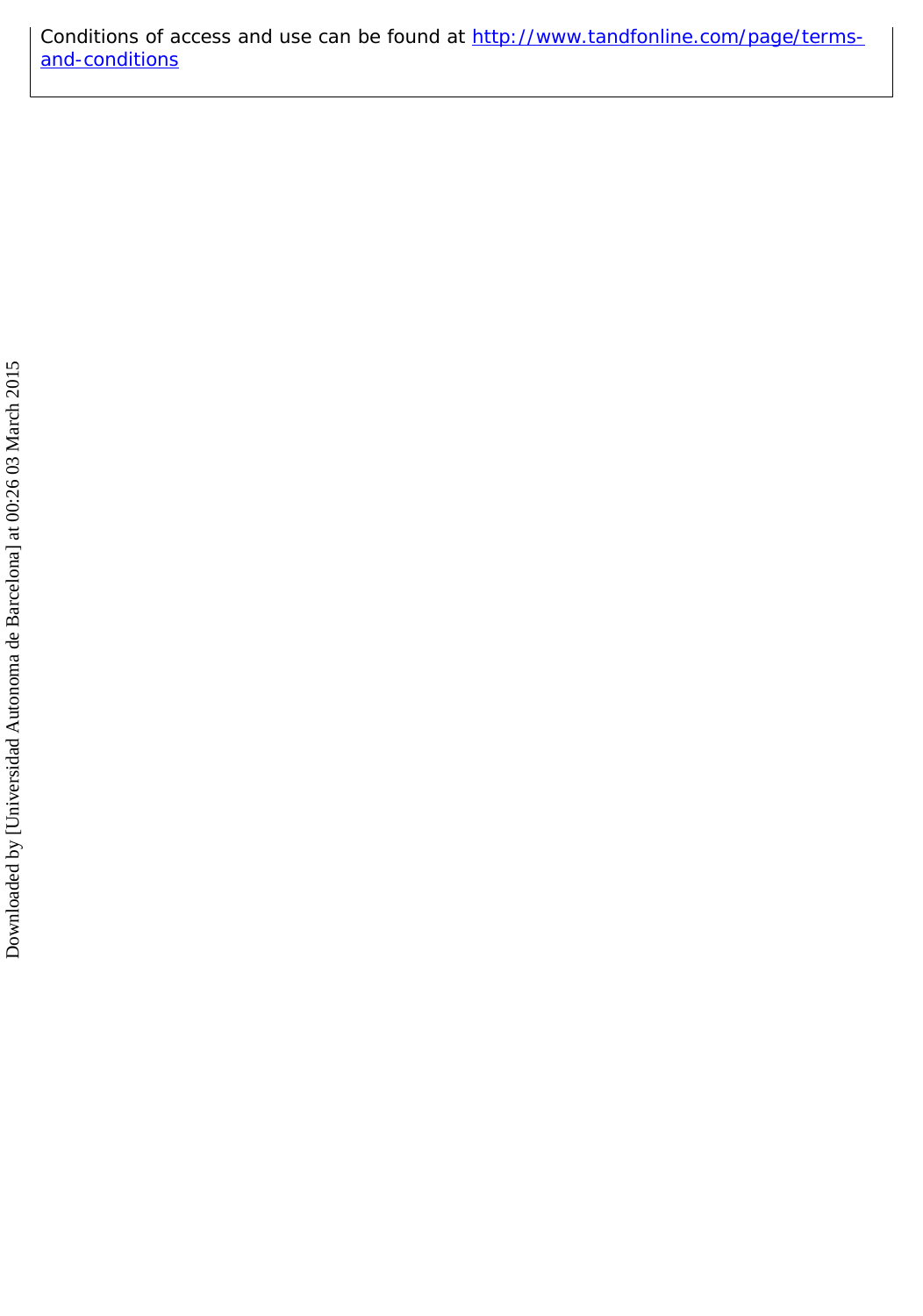Conditions of access and use can be found at [http://www.tandfonline.com/page/terms-and-conditions](http://www.tandfonline.com/page/terms-and-conditions)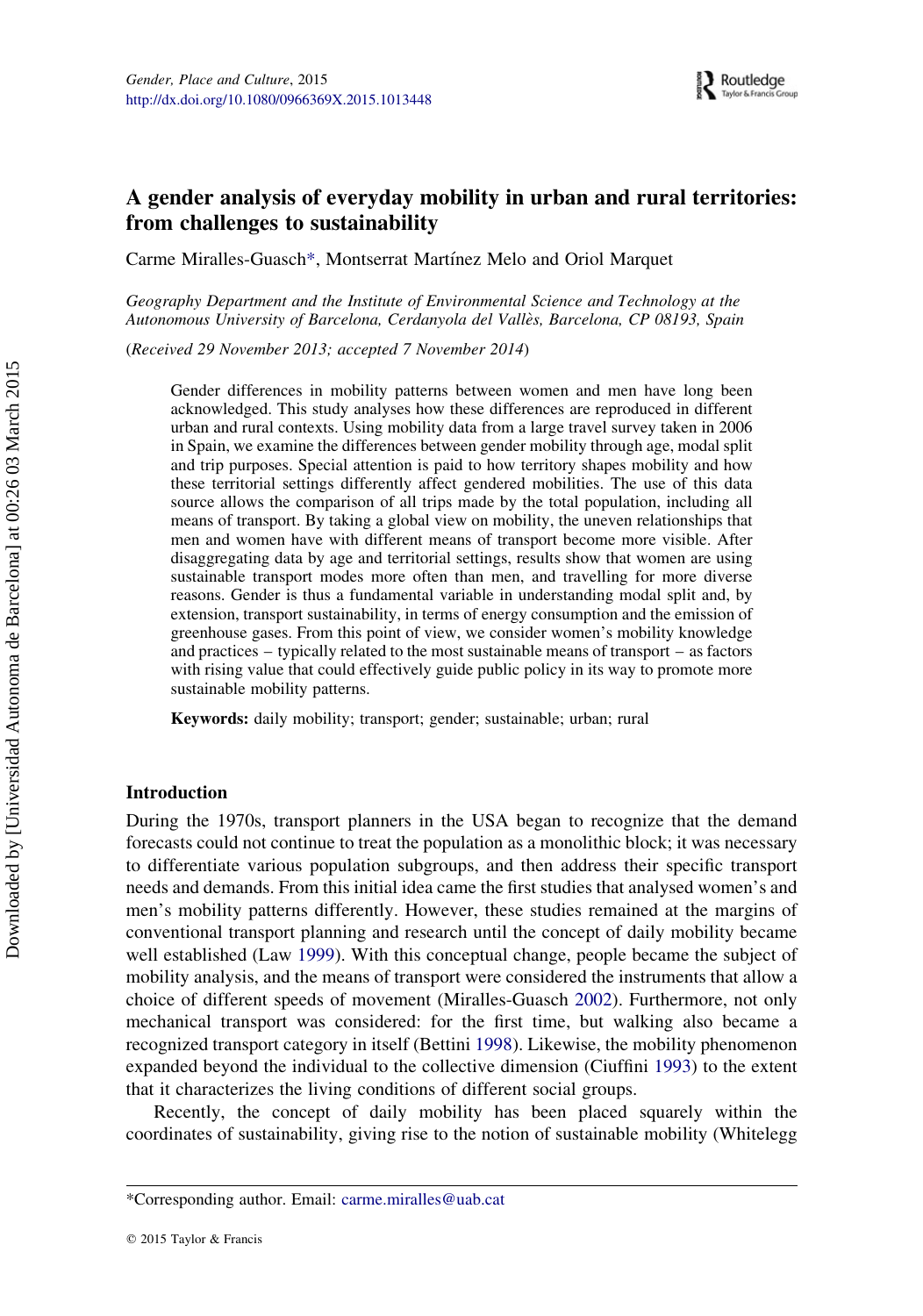# A gender analysis of everyday mobility in urban and rural territories: from challenges to sustainability

Carme Miralles-Guasch*, Montserrat Martínez Melo and Oriol Marquet

*Geography Department and the Institute of Environmental Science and Technology at the Autonomous University of Barcelona, Cerdanyola del Vallès, Barcelona, CP 08193, Spain*

(*Received 29 November 2013; accepted 7 November 2014*)

Gender differences in mobility patterns between women and men have long been acknowledged. This study analyses how these differences are reproduced in different urban and rural contexts. Using mobility data from a large travel survey taken in 2006 in Spain, we examine the differences between gender mobility through age, modal split and trip purposes. Special attention is paid to how territory shapes mobility and how these territorial settings differently affect gendered mobilities. The use of this data source allows the comparison of all trips made by the total population, including all means of transport. By taking a global view on mobility, the uneven relationships that men and women have with different means of transport become more visible. After disaggregating data by age and territorial settings, results show that women are using sustainable transport modes more often than men, and travelling for more diverse reasons. Gender is thus a fundamental variable in understanding modal split and, by extension, transport sustainability, in terms of energy consumption and the emission of greenhouse gases. From this point of view, we consider women's mobility knowledge and practices – typically related to the most sustainable means of transport – as factors with rising value that could effectively guide public policy in its way to promote more sustainable mobility patterns.

**Keywords:** daily mobility; transport; gender; sustainable; urban; rural

## Introduction

During the 1970s, transport planners in the USA began to recognize that the demand forecasts could not continue to treat the population as a monolithic block; it was necessary to differentiate various population subgroups, and then address their specific transport needs and demands. From this initial idea came the first studies that analysed women's and men's mobility patterns differently. However, these studies remained at the margins of conventional transport planning and research until the concept of daily mobility became well established (Law 1999). With this conceptual change, people became the subject of mobility analysis, and the means of transport were considered the instruments that allow a choice of different speeds of movement (Miralles-Guasch 2002). Furthermore, not only mechanical transport was considered: for the first time, but walking also became a recognized transport category in itself (Bettini 1998). Likewise, the mobility phenomenon expanded beyond the individual to the collective dimension (Ciuffini 1993) to the extent that it characterizes the living conditions of different social groups.

Recently, the concept of daily mobility has been placed squarely within the coordinates of sustainability, giving rise to the notion of sustainable mobility (Whitelegg

*Corresponding author. Email: carme.miralles@uab.cat

© 2015 Taylor & Francis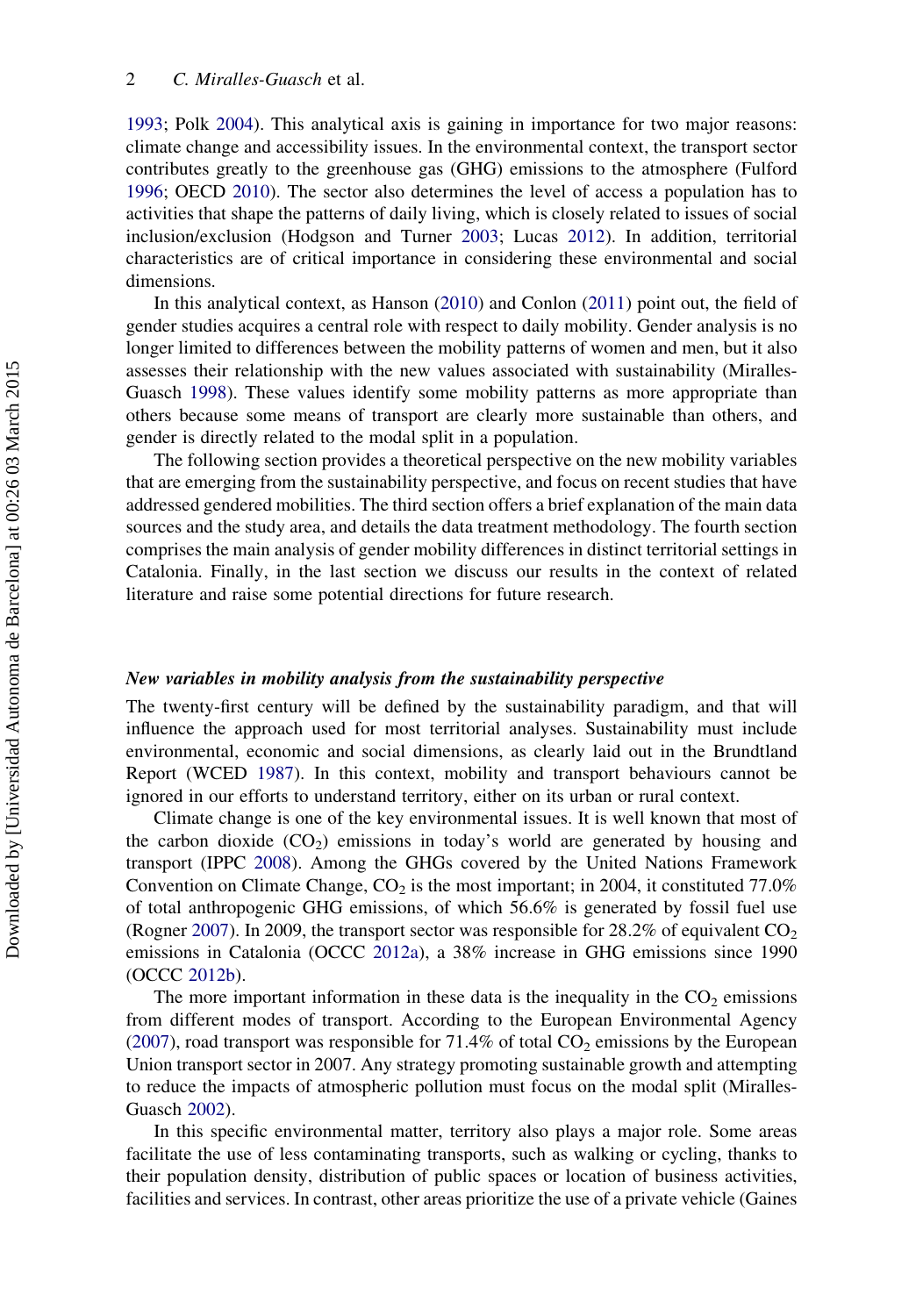1993; Polk 2004). This analytical axis is gaining in importance for two major reasons: climate change and accessibility issues. In the environmental context, the transport sector contributes greatly to the greenhouse gas (GHG) emissions to the atmosphere (Fulford 1996; OECD 2010). The sector also determines the level of access a population has to activities that shape the patterns of daily living, which is closely related to issues of social inclusion/exclusion (Hodgson and Turner 2003; Lucas 2012). In addition, territorial characteristics are of critical importance in considering these environmental and social dimensions.

In this analytical context, as Hanson (2010) and Conlon (2011) point out, the field of gender studies acquires a central role with respect to daily mobility. Gender analysis is no longer limited to differences between the mobility patterns of women and men, but it also assesses their relationship with the new values associated with sustainability (Miralles-Guasch 1998). These values identify some mobility patterns as more appropriate than others because some means of transport are clearly more sustainable than others, and gender is directly related to the modal split in a population.

The following section provides a theoretical perspective on the new mobility variables that are emerging from the sustainability perspective, and focus on recent studies that have addressed gendered mobilities. The third section offers a brief explanation of the main data sources and the study area, and details the data treatment methodology. The fourth section comprises the main analysis of gender mobility differences in distinct territorial settings in Catalonia. Finally, in the last section we discuss our results in the context of related literature and raise some potential directions for future research.

### *New variables in mobility analysis from the sustainability perspective*

The twenty-first century will be defined by the sustainability paradigm, and that will influence the approach used for most territorial analyses. Sustainability must include environmental, economic and social dimensions, as clearly laid out in the Brundtland Report (WCED 1987). In this context, mobility and transport behaviours cannot be ignored in our efforts to understand territory, either on its urban or rural context.

Climate change is one of the key environmental issues. It is well known that most of the carbon dioxide ($CO_2$) emissions in today's world are generated by housing and transport (IPPC 2008). Among the GHGs covered by the United Nations Framework Convention on Climate Change, $CO_2$ is the most important; in 2004, it constituted 77.0% of total anthropogenic GHG emissions, of which 56.6% is generated by fossil fuel use (Rogner 2007). In 2009, the transport sector was responsible for 28.2% of equivalent $CO_2$ emissions in Catalonia (OCCC 2012a), a 38% increase in GHG emissions since 1990 (OCCC 2012b).

The more important information in these data is the inequality in the $CO_2$ emissions from different modes of transport. According to the European Environmental Agency (2007), road transport was responsible for 71.4% of total $CO_2$ emissions by the European Union transport sector in 2007. Any strategy promoting sustainable growth and attempting to reduce the impacts of atmospheric pollution must focus on the modal split (Miralles-Guasch 2002).

In this specific environmental matter, territory also plays a major role. Some areas facilitate the use of less contaminating transports, such as walking or cycling, thanks to their population density, distribution of public spaces or location of business activities, facilities and services. In contrast, other areas prioritize the use of a private vehicle (Gaines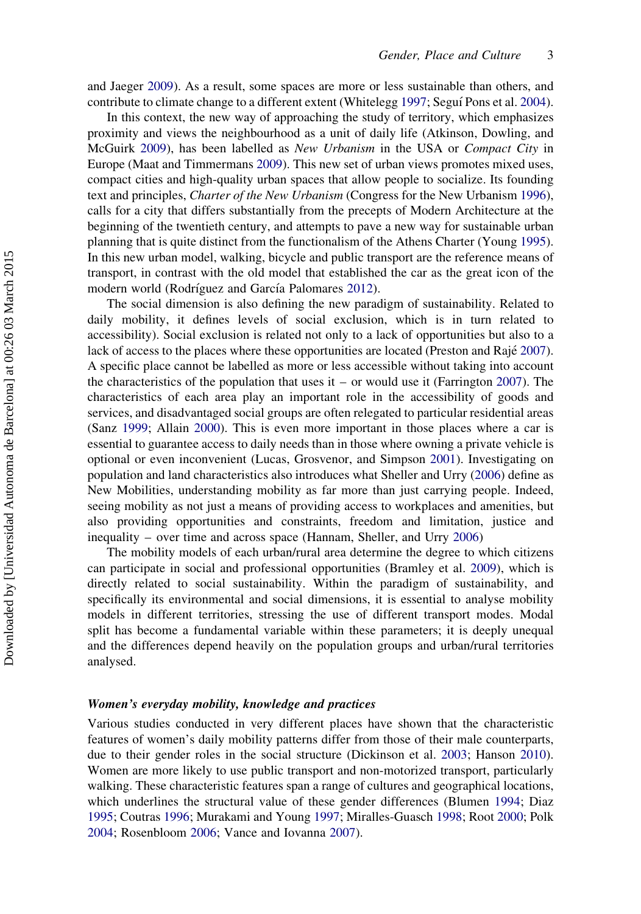and Jaeger 2009). As a result, some spaces are more or less sustainable than others, and contribute to climate change to a different extent (Whitelegg 1997; Seguí Pons et al. 2004).

In this context, the new way of approaching the study of territory, which emphasizes proximity and views the neighbourhood as a unit of daily life (Atkinson, Dowling, and McGuirk 2009), has been labelled as *New Urbanism* in the USA or *Compact City* in Europe (Maat and Timmermans 2009). This new set of urban views promotes mixed uses, compact cities and high-quality urban spaces that allow people to socialize. Its founding text and principles, *Charter of the New Urbanism* (Congress for the New Urbanism 1996), calls for a city that differs substantially from the precepts of Modern Architecture at the beginning of the twentieth century, and attempts to pave a new way for sustainable urban planning that is quite distinct from the functionalism of the Athens Charter (Young 1995). In this new urban model, walking, bicycle and public transport are the reference means of transport, in contrast with the old model that established the car as the great icon of the modern world (Rodríguez and García Palomares 2012).

The social dimension is also defining the new paradigm of sustainability. Related to daily mobility, it defines levels of social exclusion, which is in turn related to accessibility). Social exclusion is related not only to a lack of opportunities but also to a lack of access to the places where these opportunities are located (Preston and Rajé 2007). A specific place cannot be labelled as more or less accessible without taking into account the characteristics of the population that uses it – or would use it (Farrington 2007). The characteristics of each area play an important role in the accessibility of goods and services, and disadvantaged social groups are often relegated to particular residential areas (Sanz 1999; Allain 2000). This is even more important in those places where a car is essential to guarantee access to daily needs than in those where owning a private vehicle is optional or even inconvenient (Lucas, Grosvenor, and Simpson 2001). Investigating on population and land characteristics also introduces what Sheller and Urry (2006) define as New Mobilities, understanding mobility as far more than just carrying people. Indeed, seeing mobility as not just a means of providing access to workplaces and amenities, but also providing opportunities and constraints, freedom and limitation, justice and inequality – over time and across space (Hannam, Sheller, and Urry 2006)

The mobility models of each urban/rural area determine the degree to which citizens can participate in social and professional opportunities (Bramley et al. 2009), which is directly related to social sustainability. Within the paradigm of sustainability, and specifically its environmental and social dimensions, it is essential to analyse mobility models in different territories, stressing the use of different transport modes. Modal split has become a fundamental variable within these parameters; it is deeply unequal and the differences depend heavily on the population groups and urban/rural territories analysed.

### *Women's everyday mobility, knowledge and practices*

Various studies conducted in very different places have shown that the characteristic features of women's daily mobility patterns differ from those of their male counterparts, due to their gender roles in the social structure (Dickinson et al. 2003; Hanson 2010). Women are more likely to use public transport and non-motorized transport, particularly walking. These characteristic features span a range of cultures and geographical locations, which underlines the structural value of these gender differences (Blumen 1994; Diaz 1995; Coutras 1996; Murakami and Young 1997; Miralles-Guasch 1998; Root 2000; Polk 2004; Rosenbloom 2006; Vance and Iovanna 2007).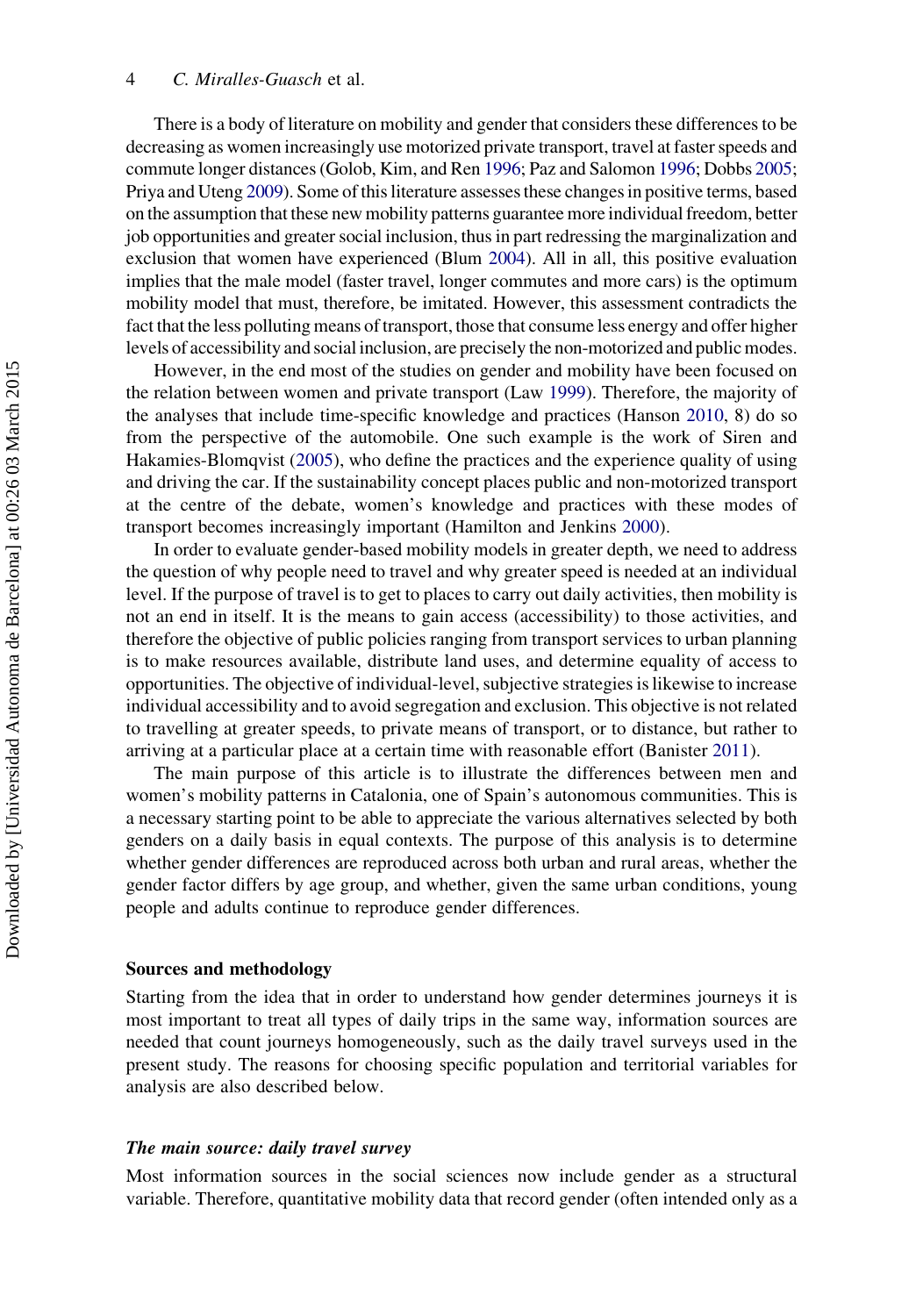There is a body of literature on mobility and gender that considers these differences to be decreasing as women increasingly use motorized private transport, travel at faster speeds and commute longer distances (Golob, Kim, and Ren 1996; Paz and Salomon 1996; Dobbs 2005; Priya and Uteng 2009). Some of this literature assesses these changes in positive terms, based on the assumption that these new mobility patterns guarantee more individual freedom, better job opportunities and greater social inclusion, thus in part redressing the marginalization and exclusion that women have experienced (Blum 2004). All in all, this positive evaluation implies that the male model (faster travel, longer commutes and more cars) is the optimum mobility model that must, therefore, be imitated. However, this assessment contradicts the fact that the less polluting means of transport, those that consume less energy and offer higher levels of accessibility and social inclusion, are precisely the non-motorized and public modes.

However, in the end most of the studies on gender and mobility have been focused on the relation between women and private transport (Law 1999). Therefore, the majority of the analyses that include time-specific knowledge and practices (Hanson 2010, 8) do so from the perspective of the automobile. One such example is the work of Siren and Hakamies-Blomqvist (2005), who define the practices and the experience quality of using and driving the car. If the sustainability concept places public and non-motorized transport at the centre of the debate, women's knowledge and practices with these modes of transport becomes increasingly important (Hamilton and Jenkins 2000).

In order to evaluate gender-based mobility models in greater depth, we need to address the question of why people need to travel and why greater speed is needed at an individual level. If the purpose of travel is to get to places to carry out daily activities, then mobility is not an end in itself. It is the means to gain access (accessibility) to those activities, and therefore the objective of public policies ranging from transport services to urban planning is to make resources available, distribute land uses, and determine equality of access to opportunities. The objective of individual-level, subjective strategies is likewise to increase individual accessibility and to avoid segregation and exclusion. This objective is not related to travelling at greater speeds, to private means of transport, or to distance, but rather to arriving at a particular place at a certain time with reasonable effort (Banister 2011).

The main purpose of this article is to illustrate the differences between men and women's mobility patterns in Catalonia, one of Spain's autonomous communities. This is a necessary starting point to be able to appreciate the various alternatives selected by both genders on a daily basis in equal contexts. The purpose of this analysis is to determine whether gender differences are reproduced across both urban and rural areas, whether the gender factor differs by age group, and whether, given the same urban conditions, young people and adults continue to reproduce gender differences.

## Sources and methodology

Starting from the idea that in order to understand how gender determines journeys it is most important to treat all types of daily trips in the same way, information sources are needed that count journeys homogeneously, such as the daily travel surveys used in the present study. The reasons for choosing specific population and territorial variables for analysis are also described below.

### *The main source: daily travel survey*

Most information sources in the social sciences now include gender as a structural variable. Therefore, quantitative mobility data that record gender (often intended only as a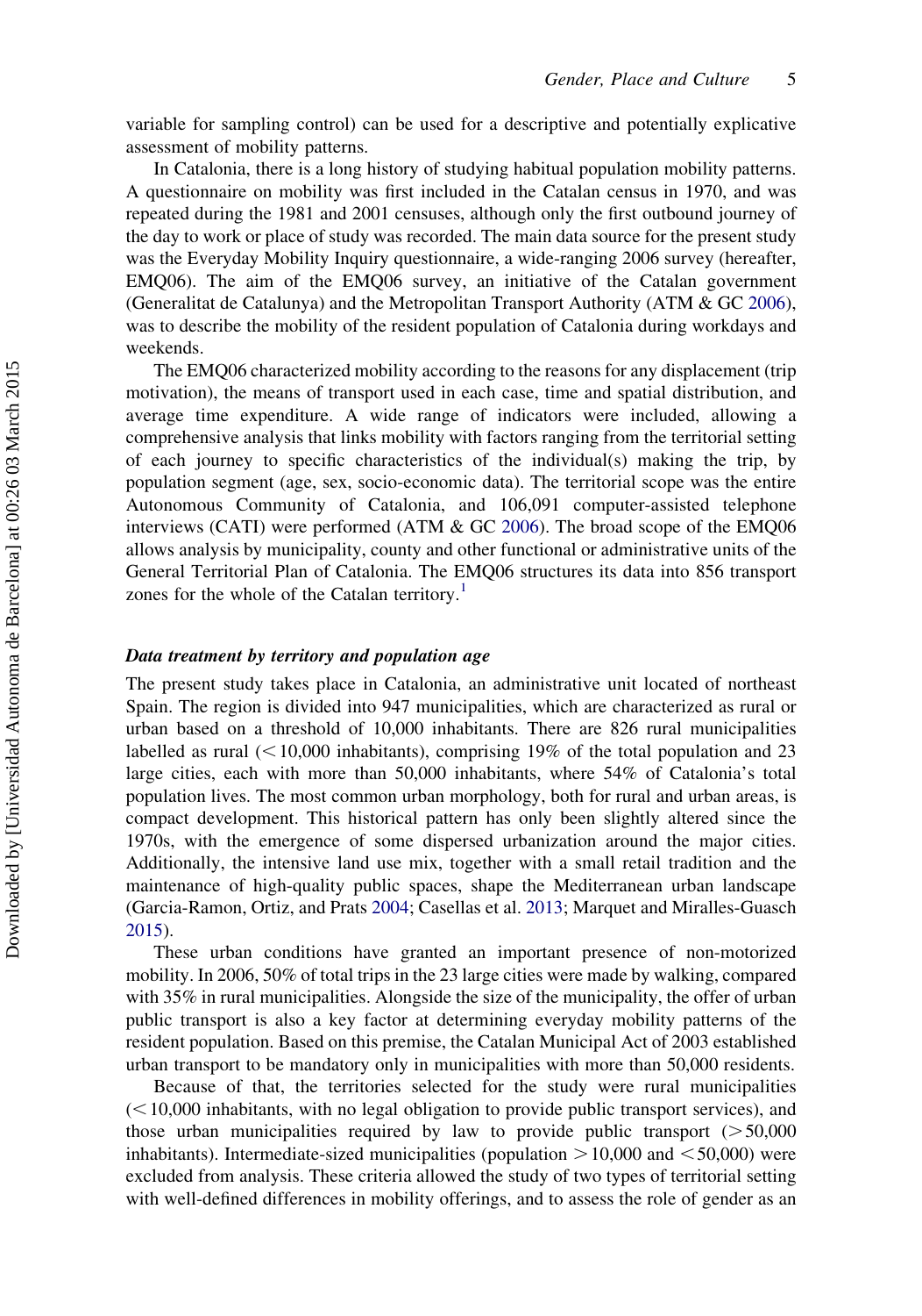variable for sampling control) can be used for a descriptive and potentially explicative assessment of mobility patterns.

In Catalonia, there is a long history of studying habitual population mobility patterns. A questionnaire on mobility was first included in the Catalan census in 1970, and was repeated during the 1981 and 2001 censuses, although only the first outbound journey of the day to work or place of study was recorded. The main data source for the present study was the Everyday Mobility Inquiry questionnaire, a wide-ranging 2006 survey (hereafter, EMQ06). The aim of the EMQ06 survey, an initiative of the Catalan government (Generalitat de Catalunya) and the Metropolitan Transport Authority (ATM & GC 2006), was to describe the mobility of the resident population of Catalonia during workdays and weekends.

The EMQ06 characterized mobility according to the reasons for any displacement (trip motivation), the means of transport used in each case, time and spatial distribution, and average time expenditure. A wide range of indicators were included, allowing a comprehensive analysis that links mobility with factors ranging from the territorial setting of each journey to specific characteristics of the individual(s) making the trip, by population segment (age, sex, socio-economic data). The territorial scope was the entire Autonomous Community of Catalonia, and 106,091 computer-assisted telephone interviews (CATI) were performed (ATM & GC 2006). The broad scope of the EMQ06 allows analysis by municipality, county and other functional or administrative units of the General Territorial Plan of Catalonia. The EMQ06 structures its data into 856 transport zones for the whole of the Catalan territory.[1]

### *Data treatment by territory and population age*

The present study takes place in Catalonia, an administrative unit located of northeast Spain. The region is divided into 947 municipalities, which are characterized as rural or urban based on a threshold of 10,000 inhabitants. There are 826 rural municipalities labelled as rural (< 10,000 inhabitants), comprising 19% of the total population and 23 large cities, each with more than 50,000 inhabitants, where 54% of Catalonia's total population lives. The most common urban morphology, both for rural and urban areas, is compact development. This historical pattern has only been slightly altered since the 1970s, with the emergence of some dispersed urbanization around the major cities. Additionally, the intensive land use mix, together with a small retail tradition and the maintenance of high-quality public spaces, shape the Mediterranean urban landscape (Garcia-Ramon, Ortiz, and Prats 2004; Casellas et al. 2013; Marquet and Miralles-Guasch 2015).

These urban conditions have granted an important presence of non-motorized mobility. In 2006, 50% of total trips in the 23 large cities were made by walking, compared with 35% in rural municipalities. Alongside the size of the municipality, the offer of urban public transport is also a key factor at determining everyday mobility patterns of the resident population. Based on this premise, the Catalan Municipal Act of 2003 established urban transport to be mandatory only in municipalities with more than 50,000 residents.

Because of that, the territories selected for the study were rural municipalities (< 10,000 inhabitants, with no legal obligation to provide public transport services), and those urban municipalities required by law to provide public transport (> 50,000 inhabitants). Intermediate-sized municipalities (population > 10,000 and < 50,000) were excluded from analysis. These criteria allowed the study of two types of territorial setting with well-defined differences in mobility offerings, and to assess the role of gender as an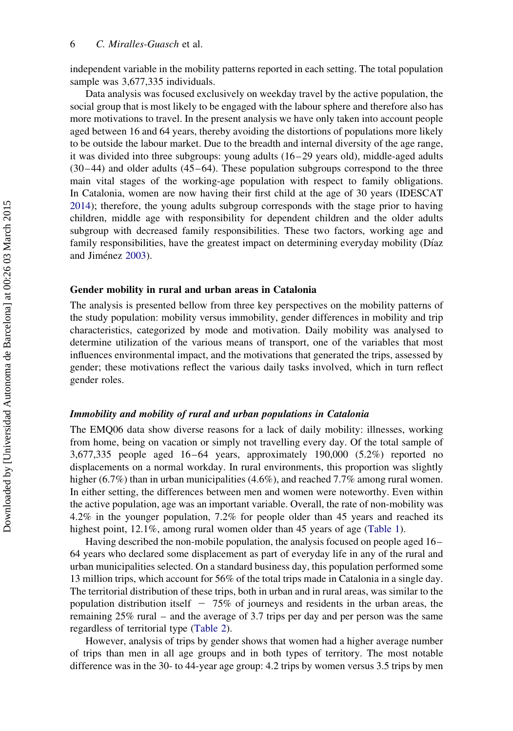independent variable in the mobility patterns reported in each setting. The total population sample was 3,677,335 individuals.

Data analysis was focused exclusively on weekday travel by the active population, the social group that is most likely to be engaged with the labour sphere and therefore also has more motivations to travel. In the present analysis we have only taken into account people aged between 16 and 64 years, thereby avoiding the distortions of populations more likely to be outside the labour market. Due to the breadth and internal diversity of the age range, it was divided into three subgroups: young adults (16–29 years old), middle-aged adults (30–44) and older adults (45–64). These population subgroups correspond to the three main vital stages of the working-age population with respect to family obligations. In Catalonia, women are now having their first child at the age of 30 years (IDESCAT 2014); therefore, the young adults subgroup corresponds with the stage prior to having children, middle age with responsibility for dependent children and the older adults subgroup with decreased family responsibilities. These two factors, working age and family responsibilities, have the greatest impact on determining everyday mobility (Díaz and Jiménez 2003).

## Gender mobility in rural and urban areas in Catalonia

The analysis is presented bellow from three key perspectives on the mobility patterns of the study population: mobility versus immobility, gender differences in mobility and trip characteristics, categorized by mode and motivation. Daily mobility was analysed to determine utilization of the various means of transport, one of the variables that most influences environmental impact, and the motivations that generated the trips, assessed by gender; these motivations reflect the various daily tasks involved, which in turn reflect gender roles.

### *Immobility and mobility of rural and urban populations in Catalonia*

The EMQ06 data show diverse reasons for a lack of daily mobility: illnesses, working from home, being on vacation or simply not travelling every day. Of the total sample of 3,677,335 people aged 16–64 years, approximately 190,000 (5.2%) reported no displacements on a normal workday. In rural environments, this proportion was slightly higher (6.7%) than in urban municipalities (4.6%), and reached 7.7% among rural women. In either setting, the differences between men and women were noteworthy. Even within the active population, age was an important variable. Overall, the rate of non-mobility was 4.2% in the younger population, 7.2% for people older than 45 years and reached its highest point, 12.1%, among rural women older than 45 years of age (Table 1).

Having described the non-mobile population, the analysis focused on people aged 16–64 years who declared some displacement as part of everyday life in any of the rural and urban municipalities selected. On a standard business day, this population performed some 13 million trips, which account for 56% of the total trips made in Catalonia in a single day. The territorial distribution of these trips, both in urban and in rural areas, was similar to the population distribution itself − 75% of journeys and residents in the urban areas, the remaining 25% rural – and the average of 3.7 trips per day and per person was the same regardless of territorial type (Table 2).

However, analysis of trips by gender shows that women had a higher average number of trips than men in all age groups and in both types of territory. The most notable difference was in the 30- to 44-year age group: 4.2 trips by women versus 3.5 trips by men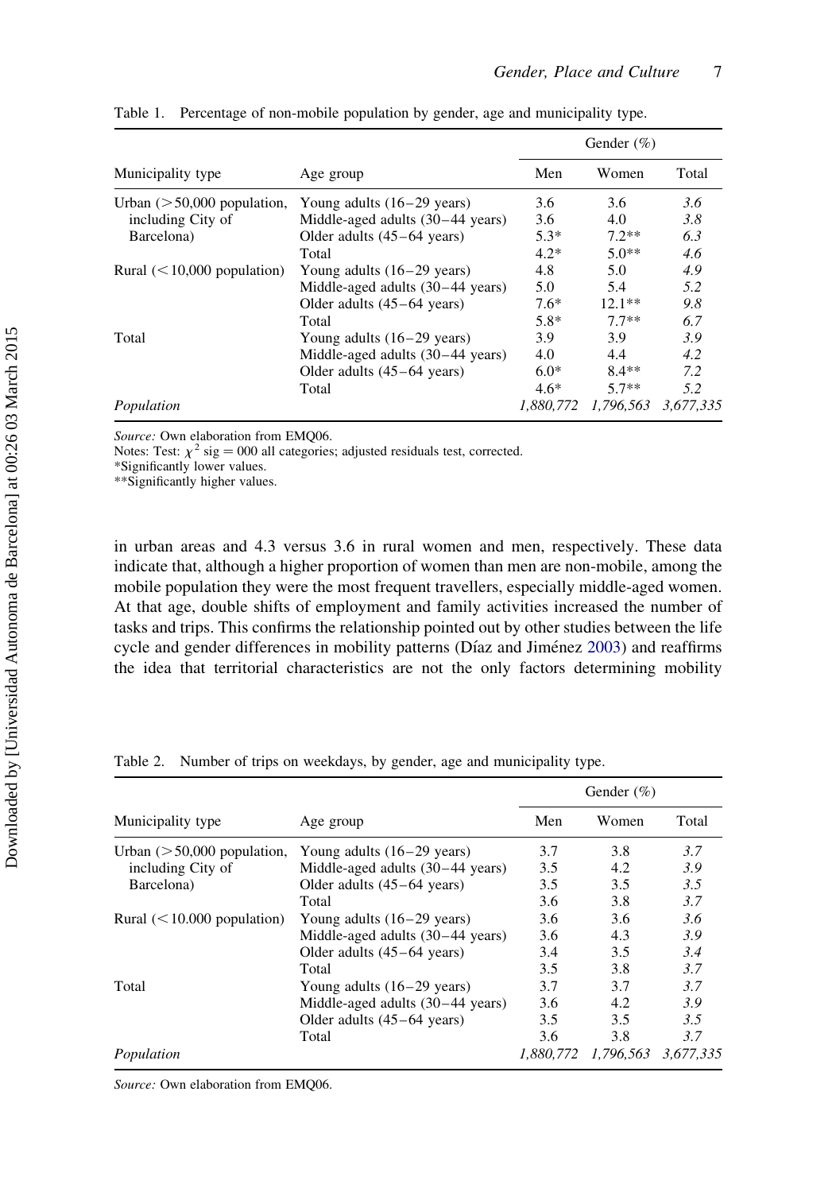Table 1. Percentage of non-mobile population by gender, age and municipality type.

| Municipality type | Age group | Gender (%) | | |
|---|---|---|---|---|
| | | Men | Women | Total |
| Urban (>50,000 population, including City of Barcelona) | Young adults (16–29 years) | 3.6 | 3.6 | *3.6* |
| | Middle-aged adults (30–44 years) | 3.6 | 4.0 | *3.8* |
| | Older adults (45–64 years) | 5.3* | 7.2** | *6.3* |
| | Total | 4.2* | 5.0** | *4.6* |
| Rural (<10,000 population) | Young adults (16–29 years) | 4.8 | 5.0 | *4.9* |
| | Middle-aged adults (30–44 years) | 5.0 | 5.4 | *5.2* |
| | Older adults (45–64 years) | 7.6* | 12.1** | *9.8* |
| | Total | 5.8* | 7.7** | *6.7* |
| Total | Young adults (16–29 years) | 3.9 | 3.9 | *3.9* |
| | Middle-aged adults (30–44 years) | 4.0 | 4.4 | *4.2* |
| | Older adults (45–64 years) | 6.0* | 8.4** | *7.2* |
| | Total | 4.6* | 5.7** | *5.2* |
| *Population* | | *1,880,772* | *1,796,563* | *3,677,335* |

*Source:* Own elaboration from EMQ06.
Notes: Test: $\chi^2$ sig = 000 all categories; adjusted residuals test, corrected.
*Significantly lower values.
**Significantly higher values.

in urban areas and 4.3 versus 3.6 in rural women and men, respectively. These data indicate that, although a higher proportion of women than men are non-mobile, among the mobile population they were the most frequent travellers, especially middle-aged women. At that age, double shifts of employment and family activities increased the number of tasks and trips. This confirms the relationship pointed out by other studies between the life cycle and gender differences in mobility patterns (Díaz and Jiménez 2003) and reaffirms the idea that territorial characteristics are not the only factors determining mobility

Table 2. Number of trips on weekdays, by gender, age and municipality type.

| Municipality type | Age group | Gender (%) | | |
|---|---|---|---|---|
| | | Men | Women | Total |
| Urban (>50,000 population, including City of Barcelona) | Young adults (16–29 years) | 3.7 | 3.8 | *3.7* |
| | Middle-aged adults (30–44 years) | 3.5 | 4.2 | *3.9* |
| | Older adults (45–64 years) | 3.5 | 3.5 | *3.5* |
| | Total | 3.6 | 3.8 | *3.7* |
| Rural (<10.000 population) | Young adults (16–29 years) | 3.6 | 3.6 | *3.6* |
| | Middle-aged adults (30–44 years) | 3.6 | 4.3 | *3.9* |
| | Older adults (45–64 years) | 3.4 | 3.5 | *3.4* |
| | Total | 3.5 | 3.8 | *3.7* |
| Total | Young adults (16–29 years) | 3.7 | 3.7 | *3.7* |
| | Middle-aged adults (30–44 years) | 3.6 | 4.2 | *3.9* |
| | Older adults (45–64 years) | 3.5 | 3.5 | *3.5* |
| | Total | 3.6 | 3.8 | *3.7* |
| *Population* | | *1,880,772* | *1,796,563* | *3,677,335* |

*Source:* Own elaboration from EMQ06.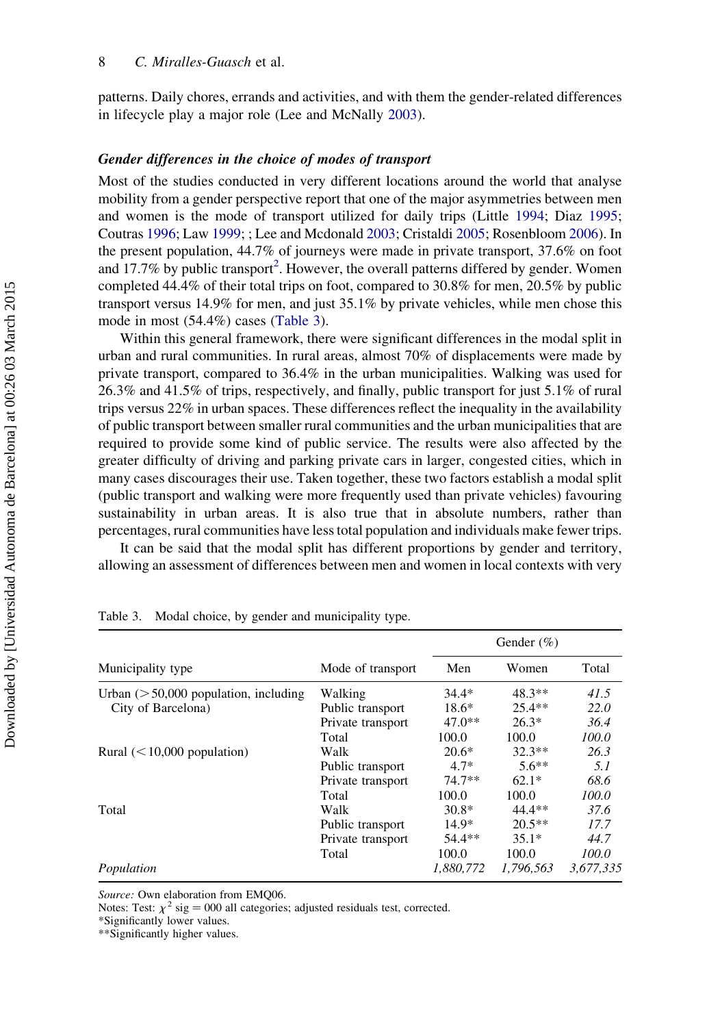patterns. Daily chores, errands and activities, and with them the gender-related differences in lifecycle play a major role (Lee and McNally 2003).

### *Gender differences in the choice of modes of transport*

Most of the studies conducted in very different locations around the world that analyse mobility from a gender perspective report that one of the major asymmetries between men and women is the mode of transport utilized for daily trips (Little 1994; Diaz 1995; Coutras 1996; Law 1999; ; Lee and Mcdonald 2003; Cristaldi 2005; Rosenbloom 2006). In the present population, 44.7% of journeys were made in private transport, 37.6% on foot and 17.7% by public transport[2]. However, the overall patterns differed by gender. Women completed 44.4% of their total trips on foot, compared to 30.8% for men, 20.5% by public transport versus 14.9% for men, and just 35.1% by private vehicles, while men chose this mode in most (54.4%) cases (Table 3).

Within this general framework, there were significant differences in the modal split in urban and rural communities. In rural areas, almost 70% of displacements were made by private transport, compared to 36.4% in the urban municipalities. Walking was used for 26.3% and 41.5% of trips, respectively, and finally, public transport for just 5.1% of rural trips versus 22% in urban spaces. These differences reflect the inequality in the availability of public transport between smaller rural communities and the urban municipalities that are required to provide some kind of public service. The results were also affected by the greater difficulty of driving and parking private cars in larger, congested cities, which in many cases discourages their use. Taken together, these two factors establish a modal split (public transport and walking were more frequently used than private vehicles) favouring sustainability in urban areas. It is also true that in absolute numbers, rather than percentages, rural communities have less total population and individuals make fewer trips.

It can be said that the modal split has different proportions by gender and territory, allowing an assessment of differences between men and women in local contexts with very

Table 3. Modal choice, by gender and municipality type.

| Municipality type | Mode of transport | Gender (%) | | |
|---|---|---|---|---|
| | | Men | Women | Total |
| Urban (>50,000 population, including City of Barcelona) | Walking | 34.4* | 48.3** | *41.5* |
| | Public transport | 18.6* | 25.4** | *22.0* |
| | Private transport | 47.0** | 26.3* | *36.4* |
| | Total | 100.0 | 100.0 | *100.0* |
| Rural (<10,000 population) | Walk | 20.6* | 32.3** | *26.3* |
| | Public transport | 4.7* | 5.6** | *5.1* |
| | Private transport | 74.7** | 62.1* | *68.6* |
| | Total | 100.0 | 100.0 | *100.0* |
| Total | Walk | 30.8* | 44.4** | *37.6* |
| | Public transport | 14.9* | 20.5** | *17.7* |
| | Private transport | 54.4** | 35.1* | *44.7* |
| | Total | 100.0 | 100.0 | *100.0* |
| *Population* | | *1,880,772* | *1,796,563* | *3,677,335* |

*Source:* Own elaboration from EMQ06.
Notes: Test: $\chi^2$ sig = 000 all categories; adjusted residuals test, corrected.
*Significantly lower values.
**Significantly higher values.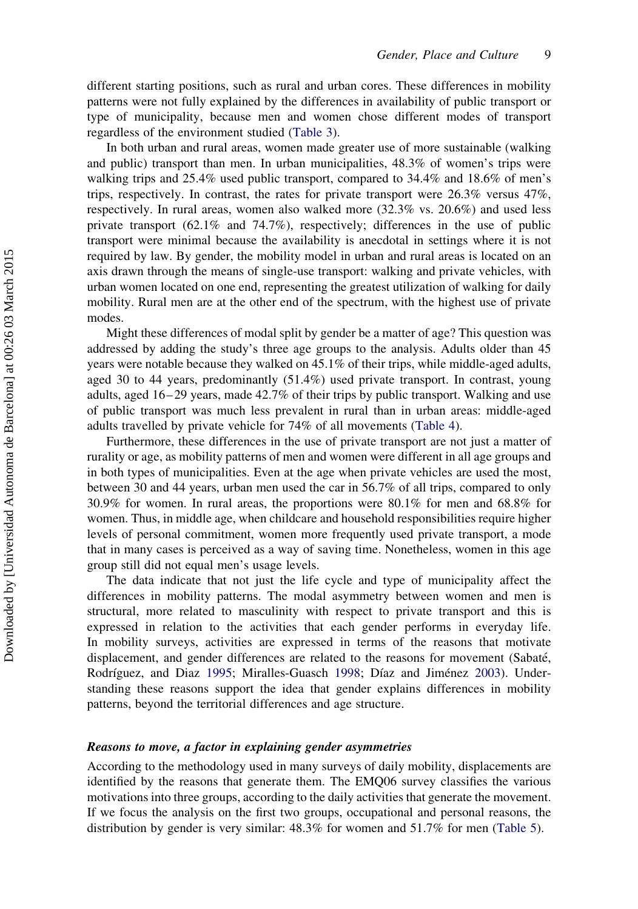different starting positions, such as rural and urban cores. These differences in mobility patterns were not fully explained by the differences in availability of public transport or type of municipality, because men and women chose different modes of transport regardless of the environment studied (Table 3).

In both urban and rural areas, women made greater use of more sustainable (walking and public) transport than men. In urban municipalities, 48.3% of women's trips were walking trips and 25.4% used public transport, compared to 34.4% and 18.6% of men's trips, respectively. In contrast, the rates for private transport were 26.3% versus 47%, respectively. In rural areas, women also walked more (32.3% vs. 20.6%) and used less private transport (62.1% and 74.7%), respectively; differences in the use of public transport were minimal because the availability is anecdotal in settings where it is not required by law. By gender, the mobility model in urban and rural areas is located on an axis drawn through the means of single-use transport: walking and private vehicles, with urban women located on one end, representing the greatest utilization of walking for daily mobility. Rural men are at the other end of the spectrum, with the highest use of private modes.

Might these differences of modal split by gender be a matter of age? This question was addressed by adding the study's three age groups to the analysis. Adults older than 45 years were notable because they walked on 45.1% of their trips, while middle-aged adults, aged 30 to 44 years, predominantly (51.4%) used private transport. In contrast, young adults, aged 16–29 years, made 42.7% of their trips by public transport. Walking and use of public transport was much less prevalent in rural than in urban areas: middle-aged adults travelled by private vehicle for 74% of all movements (Table 4).

Furthermore, these differences in the use of private transport are not just a matter of rurality or age, as mobility patterns of men and women were different in all age groups and in both types of municipalities. Even at the age when private vehicles are used the most, between 30 and 44 years, urban men used the car in 56.7% of all trips, compared to only 30.9% for women. In rural areas, the proportions were 80.1% for men and 68.8% for women. Thus, in middle age, when childcare and household responsibilities require higher levels of personal commitment, women more frequently used private transport, a mode that in many cases is perceived as a way of saving time. Nonetheless, women in this age group still did not equal men's usage levels.

The data indicate that not just the life cycle and type of municipality affect the differences in mobility patterns. The modal asymmetry between women and men is structural, more related to masculinity with respect to private transport and this is expressed in relation to the activities that each gender performs in everyday life. In mobility surveys, activities are expressed in terms of the reasons that motivate displacement, and gender differences are related to the reasons for movement (Sabaté, Rodríguez, and Diaz 1995; Miralles-Guasch 1998; Díaz and Jiménez 2003). Understanding these reasons support the idea that gender explains differences in mobility patterns, beyond the territorial differences and age structure.

### *Reasons to move, a factor in explaining gender asymmetries*

According to the methodology used in many surveys of daily mobility, displacements are identified by the reasons that generate them. The EMQ06 survey classifies the various motivations into three groups, according to the daily activities that generate the movement. If we focus the analysis on the first two groups, occupational and personal reasons, the distribution by gender is very similar: 48.3% for women and 51.7% for men (Table 5).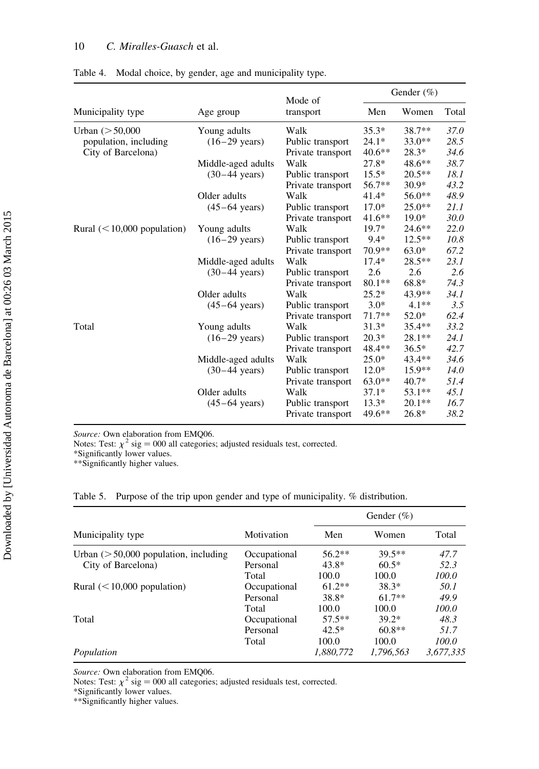Table 4. Modal choice, by gender, age and municipality type.

| Municipality type | Age group | Mode of transport | Gender (%) | | |
|---|---|---|---|---|---|
| | | | Men | Women | Total |
| Urban (>50,000 population, including City of Barcelona) | Young adults (16–29 years) | Walk | 35.3* | 38.7** | *37.0* |
| | | Public transport | 24.1* | 33.0** | *28.5* |
| | | Private transport | 40.6** | 28.3* | *34.6* |
| | Middle-aged adults (30–44 years) | Walk | 27.8* | 48.6** | *38.7* |
| | | Public transport | 15.5* | 20.5** | *18.1* |
| | | Private transport | 56.7** | 30.9* | *43.2* |
| | Older adults (45–64 years) | Walk | 41.4* | 56.0** | *48.9* |
| | | Public transport | 17.0* | 25.0** | *21.1* |
| | | Private transport | 41.6** | 19.0* | *30.0* |
| Rural (<10,000 population) | Young adults (16–29 years) | Walk | 19.7* | 24.6** | *22.0* |
| | | Public transport | 9.4* | 12.5** | *10.8* |
| | | Private transport | 70.9** | 63.0* | *67.2* |
| | Middle-aged adults (30–44 years) | Walk | 17.4* | 28.5** | *23.1* |
| | | Public transport | 2.6 | 2.6 | *2.6* |
| | | Private transport | 80.1** | 68.8* | *74.3* |
| | Older adults (45–64 years) | Walk | 25.2* | 43.9** | *34.1* |
| | | Public transport | 3.0* | 4.1** | *3.5* |
| | | Private transport | 71.7** | 52.0* | *62.4* |
| Total | Young adults (16–29 years) | Walk | 31.3* | 35.4** | *33.2* |
| | | Public transport | 20.3* | 28.1** | *24.1* |
| | | Private transport | 48.4** | 36.5* | *42.7* |
| | Middle-aged adults (30–44 years) | Walk | 25.0* | 43.4** | *34.6* |
| | | Public transport | 12.0* | 15.9** | *14.0* |
| | | Private transport | 63.0** | 40.7* | *51.4* |
| | Older adults (45–64 years) | Walk | 37.1* | 53.1** | *45.1* |
| | | Public transport | 13.3* | 20.1** | *16.7* |
| | | Private transport | 49.6** | 26.8* | *38.2* |

*Source:* Own elaboration from EMQ06.
Notes: Test: $\chi^2$ sig = 000 all categories; adjusted residuals test, corrected.
*Significantly lower values.
**Significantly higher values.

Table 5. Purpose of the trip upon gender and type of municipality. % distribution.

| Municipality type | Motivation | Gender (%) | | |
|---|---|---|---|---|
| | | Men | Women | Total |
| Urban (>50,000 population, including City of Barcelona) | Occupational | 56.2** | 39.5** | *47.7* |
| | Personal | 43.8* | 60.5* | *52.3* |
| | Total | 100.0 | 100.0 | *100.0* |
| Rural (<10,000 population) | Occupational | 61.2** | 38.3* | *50.1* |
| | Personal | 38.8* | 61.7** | *49.9* |
| | Total | 100.0 | 100.0 | *100.0* |
| Total | Occupational | 57.5** | 39.2* | *48.3* |
| | Personal | 42.5* | 60.8** | *51.7* |
| | Total | 100.0 | 100.0 | *100.0* |
| *Population* | | *1,880,772* | *1,796,563* | *3,677,335* |

*Source:* Own elaboration from EMQ06.
Notes: Test: $\chi^2$ sig = 000 all categories; adjusted residuals test, corrected.
*Significantly lower values.
**Significantly higher values.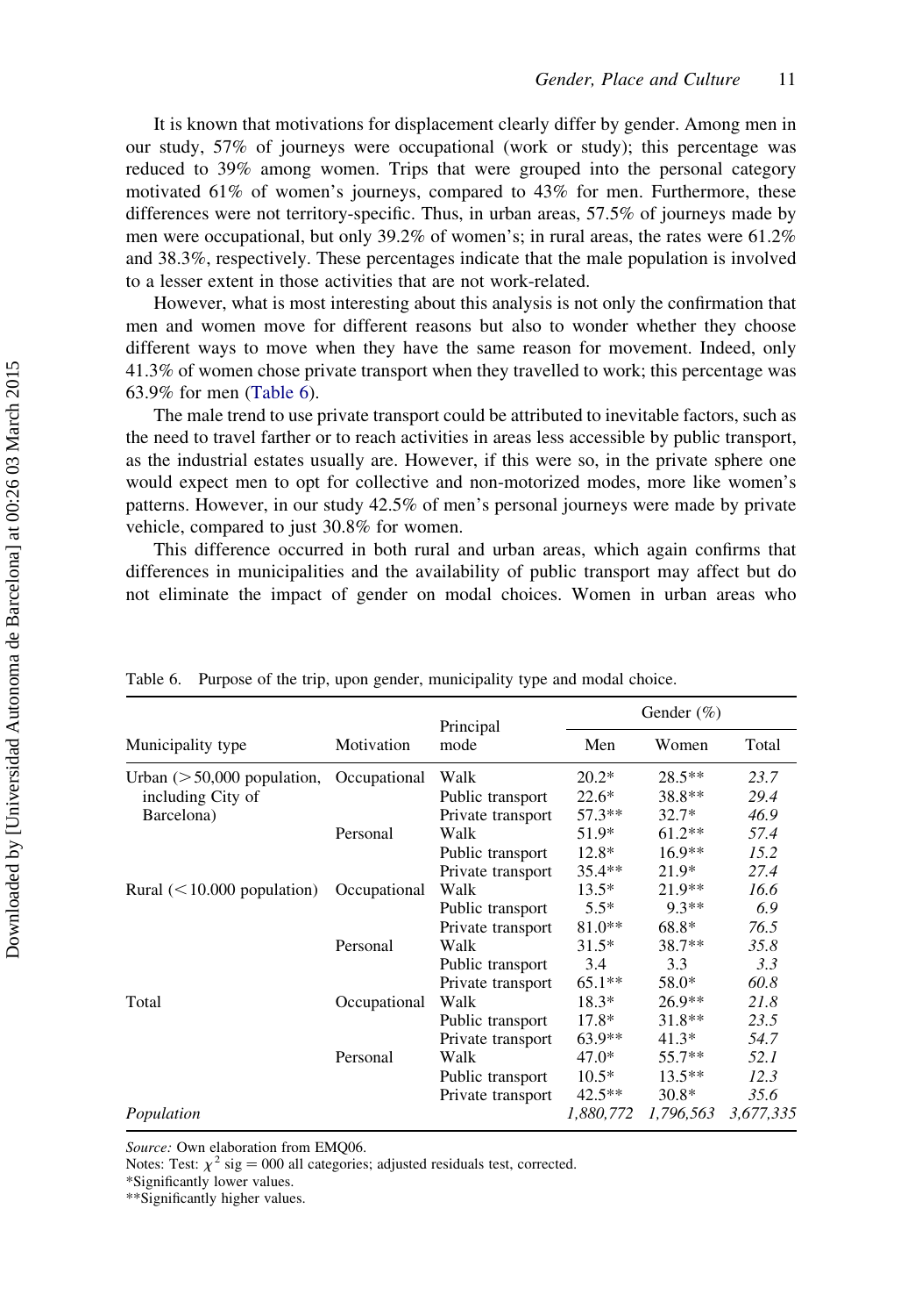It is known that motivations for displacement clearly differ by gender. Among men in our study, 57% of journeys were occupational (work or study); this percentage was reduced to 39% among women. Trips that were grouped into the personal category motivated 61% of women's journeys, compared to 43% for men. Furthermore, these differences were not territory-specific. Thus, in urban areas, 57.5% of journeys made by men were occupational, but only 39.2% of women's; in rural areas, the rates were 61.2% and 38.3%, respectively. These percentages indicate that the male population is involved to a lesser extent in those activities that are not work-related.

However, what is most interesting about this analysis is not only the confirmation that men and women move for different reasons but also to wonder whether they choose different ways to move when they have the same reason for movement. Indeed, only 41.3% of women chose private transport when they travelled to work; this percentage was 63.9% for men (Table 6).

The male trend to use private transport could be attributed to inevitable factors, such as the need to travel farther or to reach activities in areas less accessible by public transport, as the industrial estates usually are. However, if this were so, in the private sphere one would expect men to opt for collective and non-motorized modes, more like women's patterns. However, in our study 42.5% of men's personal journeys were made by private vehicle, compared to just 30.8% for women.

This difference occurred in both rural and urban areas, which again confirms that differences in municipalities and the availability of public transport may affect but do not eliminate the impact of gender on modal choices. Women in urban areas who

Table 6. Purpose of the trip, upon gender, municipality type and modal choice.

| Municipality type | Motivation | Principal mode | Gender (%) | | |
|---|---|---|---|---|---|
| | | | Men | Women | Total |
| Urban (>50,000 population, including City of Barcelona) | Occupational | Walk | 20.2* | 28.5** | *23.7* |
| | | Public transport | 22.6* | 38.8** | *29.4* |
| | | Private transport | 57.3** | 32.7* | *46.9* |
| | Personal | Walk | 51.9* | 61.2** | *57.4* |
| | | Public transport | 12.8* | 16.9** | *15.2* |
| | | Private transport | 35.4** | 21.9* | *27.4* |
| Rural (<10.000 population) | Occupational | Walk | 13.5* | 21.9** | *16.6* |
| | | Public transport | 5.5* | 9.3** | *6.9* |
| | | Private transport | 81.0** | 68.8* | *76.5* |
| | Personal | Walk | 31.5* | 38.7** | *35.8* |
| | | Public transport | 3.4 | 3.3 | *3.3* |
| | | Private transport | 65.1** | 58.0* | *60.8* |
| Total | Occupational | Walk | 18.3* | 26.9** | *21.8* |
| | | Public transport | 17.8* | 31.8** | *23.5* |
| | | Private transport | 63.9** | 41.3* | *54.7* |
| | Personal | Walk | 47.0* | 55.7** | *52.1* |
| | | Public transport | 10.5* | 13.5** | *12.3* |
| | | Private transport | 42.5** | 30.8* | *35.6* |
| *Population* | | | *1,880,772* | *1,796,563* | *3,677,335* |

*Source:* Own elaboration from EMQ06.
Notes: Test: $\chi^2$ sig = 000 all categories; adjusted residuals test, corrected.
*Significantly lower values.
**Significantly higher values.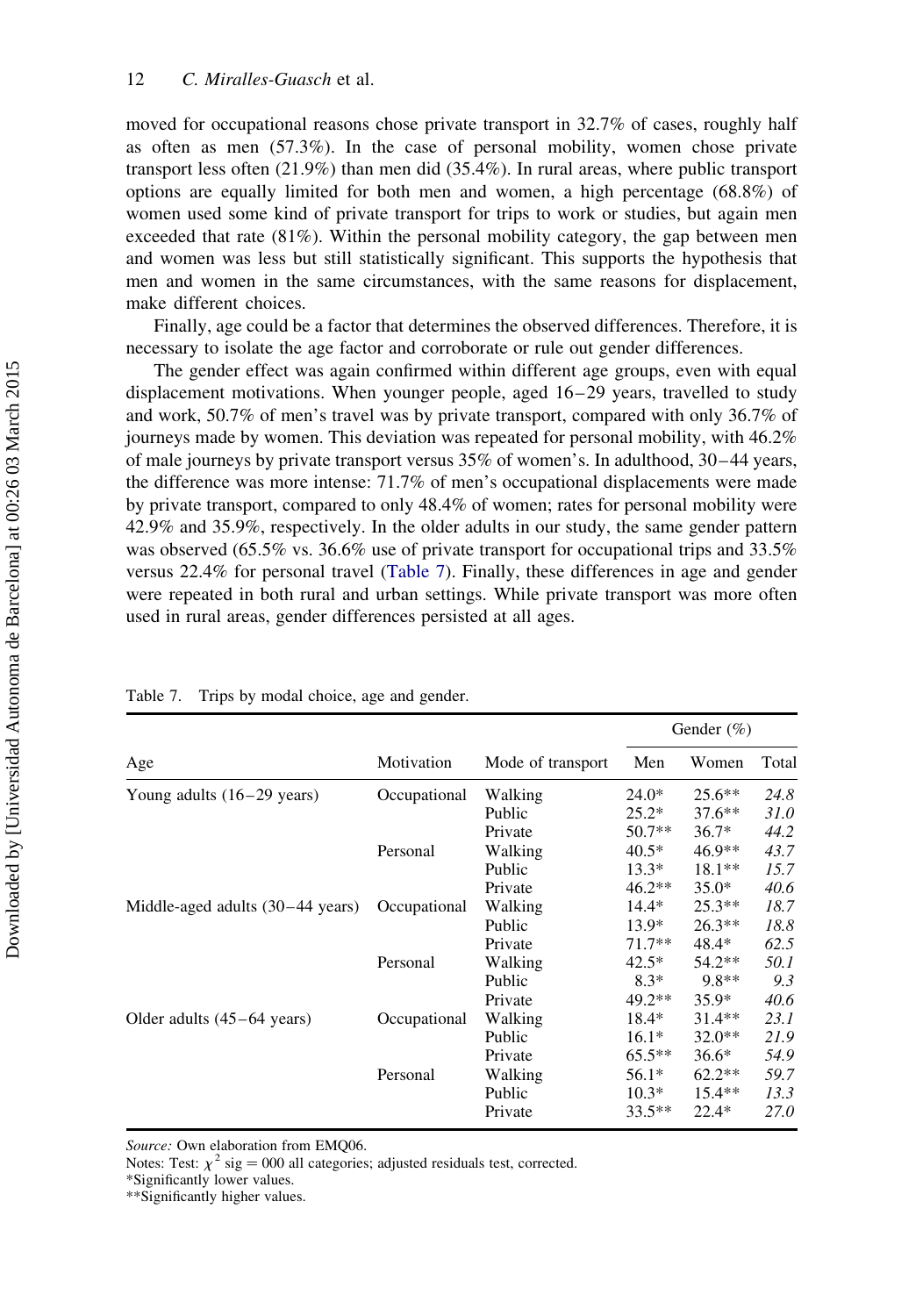moved for occupational reasons chose private transport in 32.7% of cases, roughly half as often as men (57.3%). In the case of personal mobility, women chose private transport less often (21.9%) than men did (35.4%). In rural areas, where public transport options are equally limited for both men and women, a high percentage (68.8%) of women used some kind of private transport for trips to work or studies, but again men exceeded that rate (81%). Within the personal mobility category, the gap between men and women was less but still statistically significant. This supports the hypothesis that men and women in the same circumstances, with the same reasons for displacement, make different choices.

Finally, age could be a factor that determines the observed differences. Therefore, it is necessary to isolate the age factor and corroborate or rule out gender differences.

The gender effect was again confirmed within different age groups, even with equal displacement motivations. When younger people, aged 16–29 years, travelled to study and work, 50.7% of men's travel was by private transport, compared with only 36.7% of journeys made by women. This deviation was repeated for personal mobility, with 46.2% of male journeys by private transport versus 35% of women's. In adulthood, 30–44 years, the difference was more intense: 71.7% of men's occupational displacements were made by private transport, compared to only 48.4% of women; rates for personal mobility were 42.9% and 35.9%, respectively. In the older adults in our study, the same gender pattern was observed (65.5% vs. 36.6% use of private transport for occupational trips and 33.5% versus 22.4% for personal travel (Table 7). Finally, these differences in age and gender were repeated in both rural and urban settings. While private transport was more often used in rural areas, gender differences persisted at all ages.

Table 7. Trips by modal choice, age and gender.

| | | | Gender (%) | | |
|---|---|---|---|---|---|
| Age | Motivation | Mode of transport | Men | Women | Total |
| Young adults (16–29 years) | Occupational | Walking | 24.0* | 25.6** | *24.8* |
| | | Public | 25.2* | 37.6** | *31.0* |
| | | Private | 50.7** | 36.7* | *44.2* |
| | Personal | Walking | 40.5* | 46.9** | *43.7* |
| | | Public | 13.3* | 18.1** | *15.7* |
| | | Private | 46.2** | 35.0* | *40.6* |
| Middle-aged adults (30–44 years) | Occupational | Walking | 14.4* | 25.3** | *18.7* |
| | | Public | 13.9* | 26.3** | *18.8* |
| | | Private | 71.7** | 48.4* | *62.5* |
| | Personal | Walking | 42.5* | 54.2** | *50.1* |
| | | Public | 8.3* | 9.8** | *9.3* |
| | | Private | 49.2** | 35.9* | *40.6* |
| Older adults (45–64 years) | Occupational | Walking | 18.4* | 31.4** | *23.1* |
| | | Public | 16.1* | 32.0** | *21.9* |
| | | Private | 65.5** | 36.6* | *54.9* |
| | Personal | Walking | 56.1* | 62.2** | *59.7* |
| | | Public | 10.3* | 15.4** | *13.3* |
| | | Private | 33.5** | 22.4* | *27.0* |

*Source:* Own elaboration from EMQ06.

Notes: Test: $\chi^2$ sig = 000 all categories; adjusted residuals test, corrected.

*Significantly lower values.

**Significantly higher values.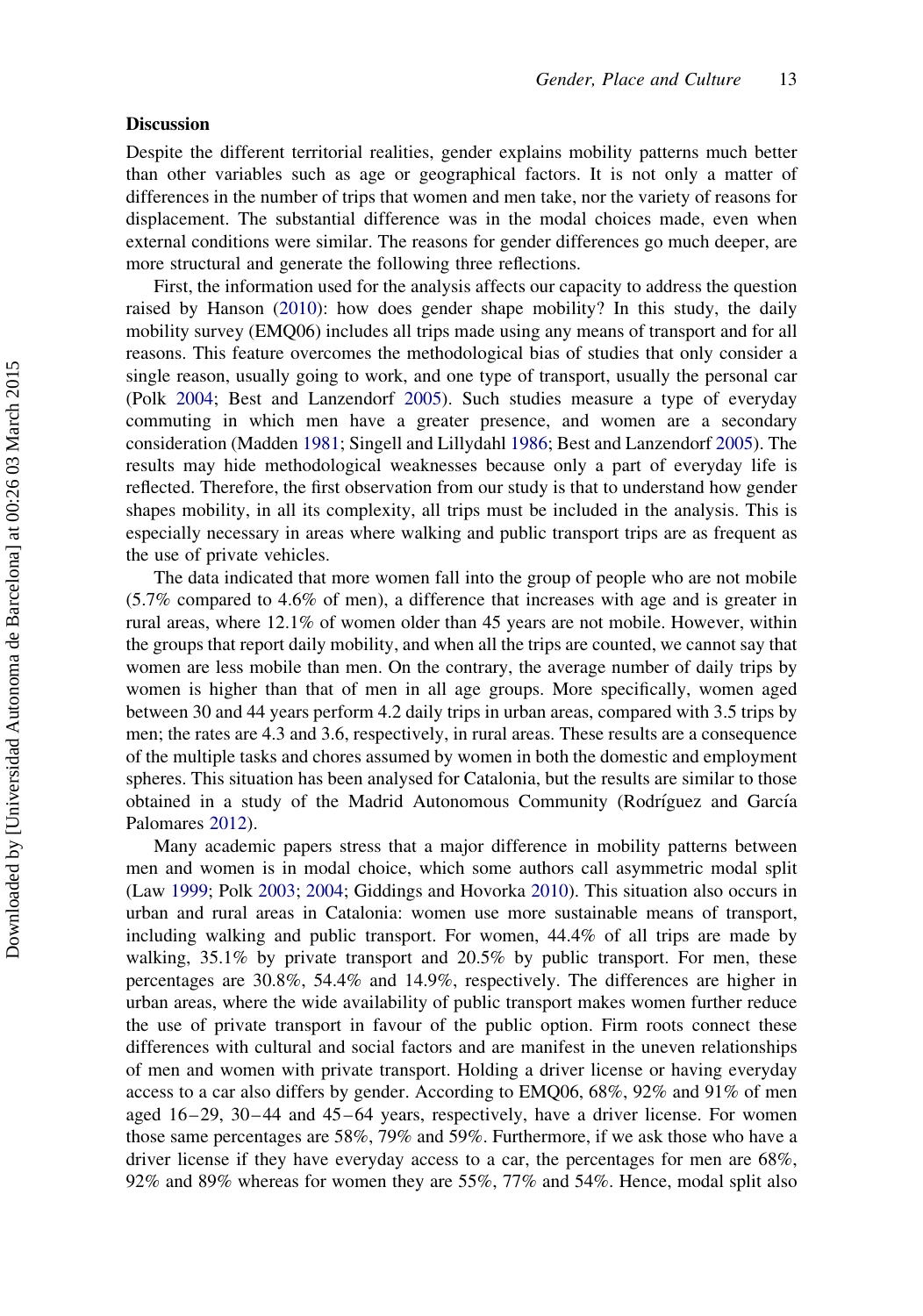## Discussion

Despite the different territorial realities, gender explains mobility patterns much better than other variables such as age or geographical factors. It is not only a matter of differences in the number of trips that women and men take, nor the variety of reasons for displacement. The substantial difference was in the modal choices made, even when external conditions were similar. The reasons for gender differences go much deeper, are more structural and generate the following three reflections.

First, the information used for the analysis affects our capacity to address the question raised by Hanson (2010): how does gender shape mobility? In this study, the daily mobility survey (EMQ06) includes all trips made using any means of transport and for all reasons. This feature overcomes the methodological bias of studies that only consider a single reason, usually going to work, and one type of transport, usually the personal car (Polk 2004; Best and Lanzendorf 2005). Such studies measure a type of everyday commuting in which men have a greater presence, and women are a secondary consideration (Madden 1981; Singell and Lillydahl 1986; Best and Lanzendorf 2005). The results may hide methodological weaknesses because only a part of everyday life is reflected. Therefore, the first observation from our study is that to understand how gender shapes mobility, in all its complexity, all trips must be included in the analysis. This is especially necessary in areas where walking and public transport trips are as frequent as the use of private vehicles.

The data indicated that more women fall into the group of people who are not mobile (5.7% compared to 4.6% of men), a difference that increases with age and is greater in rural areas, where 12.1% of women older than 45 years are not mobile. However, within the groups that report daily mobility, and when all the trips are counted, we cannot say that women are less mobile than men. On the contrary, the average number of daily trips by women is higher than that of men in all age groups. More specifically, women aged between 30 and 44 years perform 4.2 daily trips in urban areas, compared with 3.5 trips by men; the rates are 4.3 and 3.6, respectively, in rural areas. These results are a consequence of the multiple tasks and chores assumed by women in both the domestic and employment spheres. This situation has been analysed for Catalonia, but the results are similar to those obtained in a study of the Madrid Autonomous Community (Rodríguez and García Palomares 2012).

Many academic papers stress that a major difference in mobility patterns between men and women is in modal choice, which some authors call asymmetric modal split (Law 1999; Polk 2003; 2004; Giddings and Hovorka 2010). This situation also occurs in urban and rural areas in Catalonia: women use more sustainable means of transport, including walking and public transport. For women, 44.4% of all trips are made by walking, 35.1% by private transport and 20.5% by public transport. For men, these percentages are 30.8%, 54.4% and 14.9%, respectively. The differences are higher in urban areas, where the wide availability of public transport makes women further reduce the use of private transport in favour of the public option. Firm roots connect these differences with cultural and social factors and are manifest in the uneven relationships of men and women with private transport. Holding a driver license or having everyday access to a car also differs by gender. According to EMQ06, 68%, 92% and 91% of men aged 16–29, 30–44 and 45–64 years, respectively, have a driver license. For women those same percentages are 58%, 79% and 59%. Furthermore, if we ask those who have a driver license if they have everyday access to a car, the percentages for men are 68%, 92% and 89% whereas for women they are 55%, 77% and 54%. Hence, modal split also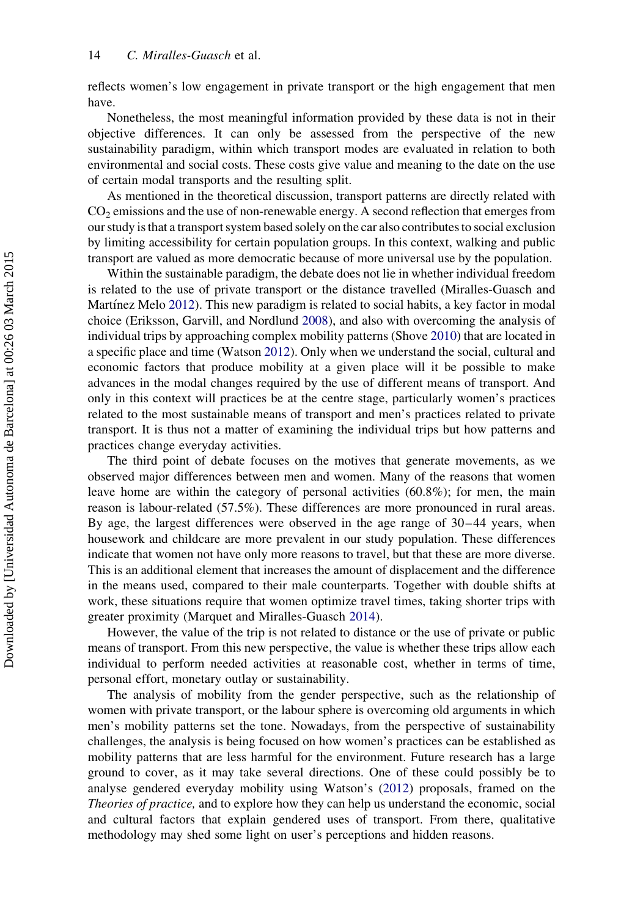reflects women's low engagement in private transport or the high engagement that men have.

Nonetheless, the most meaningful information provided by these data is not in their objective differences. It can only be assessed from the perspective of the new sustainability paradigm, within which transport modes are evaluated in relation to both environmental and social costs. These costs give value and meaning to the date on the use of certain modal transports and the resulting split.

As mentioned in the theoretical discussion, transport patterns are directly related with $CO_2$ emissions and the use of non-renewable energy. A second reflection that emerges from our study is that a transport system based solely on the car also contributes to social exclusion by limiting accessibility for certain population groups. In this context, walking and public transport are valued as more democratic because of more universal use by the population.

Within the sustainable paradigm, the debate does not lie in whether individual freedom is related to the use of private transport or the distance travelled (Miralles-Guasch and Martínez Melo 2012). This new paradigm is related to social habits, a key factor in modal choice (Eriksson, Garvill, and Nordlund 2008), and also with overcoming the analysis of individual trips by approaching complex mobility patterns (Shove 2010) that are located in a specific place and time (Watson 2012). Only when we understand the social, cultural and economic factors that produce mobility at a given place will it be possible to make advances in the modal changes required by the use of different means of transport. And only in this context will practices be at the centre stage, particularly women's practices related to the most sustainable means of transport and men's practices related to private transport. It is thus not a matter of examining the individual trips but how patterns and practices change everyday activities.

The third point of debate focuses on the motives that generate movements, as we observed major differences between men and women. Many of the reasons that women leave home are within the category of personal activities (60.8%); for men, the main reason is labour-related (57.5%). These differences are more pronounced in rural areas. By age, the largest differences were observed in the age range of 30–44 years, when housework and childcare are more prevalent in our study population. These differences indicate that women not have only more reasons to travel, but that these are more diverse. This is an additional element that increases the amount of displacement and the difference in the means used, compared to their male counterparts. Together with double shifts at work, these situations require that women optimize travel times, taking shorter trips with greater proximity (Marquet and Miralles-Guasch 2014).

However, the value of the trip is not related to distance or the use of private or public means of transport. From this new perspective, the value is whether these trips allow each individual to perform needed activities at reasonable cost, whether in terms of time, personal effort, monetary outlay or sustainability.

The analysis of mobility from the gender perspective, such as the relationship of women with private transport, or the labour sphere is overcoming old arguments in which men's mobility patterns set the tone. Nowadays, from the perspective of sustainability challenges, the analysis is being focused on how women's practices can be established as mobility patterns that are less harmful for the environment. Future research has a large ground to cover, as it may take several directions. One of these could possibly be to analyse gendered everyday mobility using Watson's (2012) proposals, framed on the *Theories of practice,* and to explore how they can help us understand the economic, social and cultural factors that explain gendered uses of transport. From there, qualitative methodology may shed some light on user's perceptions and hidden reasons.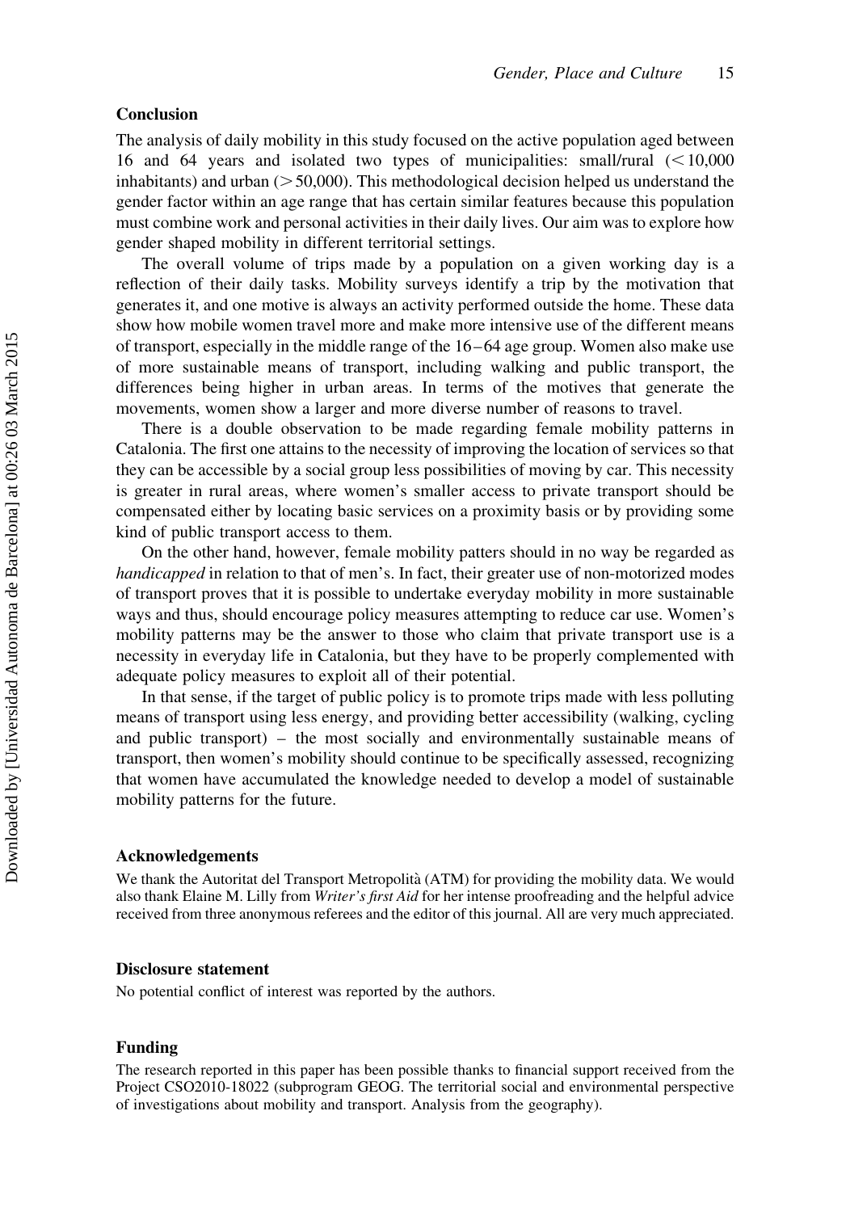## Conclusion

The analysis of daily mobility in this study focused on the active population aged between 16 and 64 years and isolated two types of municipalities: small/rural (<10,000 inhabitants) and urban (>50,000). This methodological decision helped us understand the gender factor within an age range that has certain similar features because this population must combine work and personal activities in their daily lives. Our aim was to explore how gender shaped mobility in different territorial settings.

The overall volume of trips made by a population on a given working day is a reflection of their daily tasks. Mobility surveys identify a trip by the motivation that generates it, and one motive is always an activity performed outside the home. These data show how mobile women travel more and make more intensive use of the different means of transport, especially in the middle range of the 16–64 age group. Women also make use of more sustainable means of transport, including walking and public transport, the differences being higher in urban areas. In terms of the motives that generate the movements, women show a larger and more diverse number of reasons to travel.

There is a double observation to be made regarding female mobility patterns in Catalonia. The first one attains to the necessity of improving the location of services so that they can be accessible by a social group less possibilities of moving by car. This necessity is greater in rural areas, where women's smaller access to private transport should be compensated either by locating basic services on a proximity basis or by providing some kind of public transport access to them.

On the other hand, however, female mobility patters should in no way be regarded as *handicapped* in relation to that of men's. In fact, their greater use of non-motorized modes of transport proves that it is possible to undertake everyday mobility in more sustainable ways and thus, should encourage policy measures attempting to reduce car use. Women's mobility patterns may be the answer to those who claim that private transport use is a necessity in everyday life in Catalonia, but they have to be properly complemented with adequate policy measures to exploit all of their potential.

In that sense, if the target of public policy is to promote trips made with less polluting means of transport using less energy, and providing better accessibility (walking, cycling and public transport) – the most socially and environmentally sustainable means of transport, then women's mobility should continue to be specifically assessed, recognizing that women have accumulated the knowledge needed to develop a model of sustainable mobility patterns for the future.

## Acknowledgements

We thank the Autoritat del Transport Metropolità (ATM) for providing the mobility data. We would also thank Elaine M. Lilly from *Writer's first Aid* for her intense proofreading and the helpful advice received from three anonymous referees and the editor of this journal. All are very much appreciated.

## Disclosure statement

No potential conflict of interest was reported by the authors.

## Funding

The research reported in this paper has been possible thanks to financial support received from the Project CSO2010-18022 (subprogram GEOG. The territorial social and environmental perspective of investigations about mobility and transport. Analysis from the geography).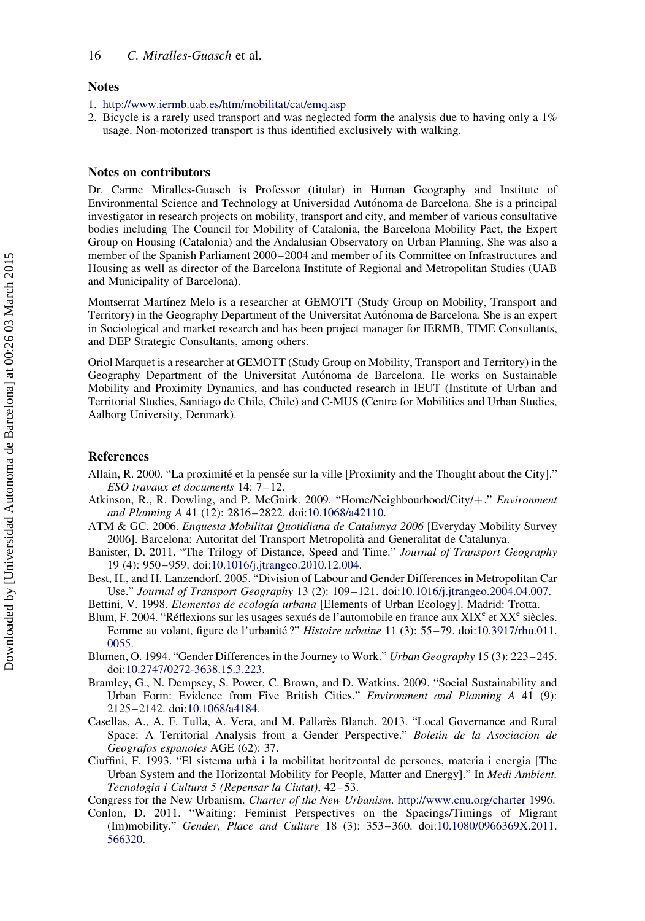## Notes

1. http://www.iermb.uab.es/htm/mobilitat/cat/emq.asp
2. Bicycle is a rarely used transport and was neglected form the analysis due to having only a 1% usage. Non-motorized transport is thus identified exclusively with walking.

## Notes on contributors

Dr. Carme Miralles-Guasch is Professor (titular) in Human Geography and Institute of Environmental Science and Technology at Universidad Autónoma de Barcelona. She is a principal investigator in research projects on mobility, transport and city, and member of various consultative bodies including The Council for Mobility of Catalonia, the Barcelona Mobility Pact, the Expert Group on Housing (Catalonia) and the Andalusian Observatory on Urban Planning. She was also a member of the Spanish Parliament 2000–2004 and member of its Committee on Infrastructures and Housing as well as director of the Barcelona Institute of Regional and Metropolitan Studies (UAB and Municipality of Barcelona).

Montserrat Martínez Melo is a researcher at GEMOTT (Study Group on Mobility, Transport and Territory) in the Geography Department of the Universitat Autónoma de Barcelona. She is an expert in Sociological and market research and has been project manager for IERMB, TIME Consultants, and DEP Strategic Consultants, among others.

Oriol Marquet is a researcher at GEMOTT (Study Group on Mobility, Transport and Territory) in the Geography Department of the Universitat Autónoma de Barcelona. He works on Sustainable Mobility and Proximity Dynamics, and has conducted research in IEUT (Institute of Urban and Territorial Studies, Santiago de Chile, Chile) and C-MUS (Centre for Mobilities and Urban Studies, Aalborg University, Denmark).

## References

Allain, R. 2000. "La proximité et la pensée sur la ville [Proximity and the Thought about the City]." *ESO travaux et documents* 14: 7–12.

Atkinson, R., R. Dowling, and P. McGuirk. 2009. "Home/Neighbourhood/City/+." *Environment and Planning A* 41 (12): 2816–2822. doi:10.1068/a42110.

ATM & GC. 2006. *Enquesta Mobilitat Quotidiana de Catalunya 2006* [Everyday Mobility Survey 2006]. Barcelona: Autoritat del Transport Metropolità and Generalitat de Catalunya.

Banister, D. 2011. "The Trilogy of Distance, Speed and Time." *Journal of Transport Geography* 19 (4): 950–959. doi:10.1016/j.jtrangeo.2010.12.004.

Best, H., and H. Lanzendorf. 2005. "Division of Labour and Gender Differences in Metropolitan Car Use." *Journal of Transport Geography* 13 (2): 109–121. doi:10.1016/j.jtrangeo.2004.04.007.

Bettini, V. 1998. *Elementos de ecología urbana* [Elements of Urban Ecology]. Madrid: Trotta.

Blum, F. 2004. "Réflexions sur les usages sexués de l'automobile en france aux XIX[e] et XX[e] siècles. Femme au volant, figure de l'urbanité ?" *Histoire urbaine* 11 (3): 55–79. doi:10.3917/rhu.011.0055.

Blumen, O. 1994. "Gender Differences in the Journey to Work." *Urban Geography* 15 (3): 223–245. doi:10.2747/0272-3638.15.3.223.

Bramley, G., N. Dempsey, S. Power, C. Brown, and D. Watkins. 2009. "Social Sustainability and Urban Form: Evidence from Five British Cities." *Environment and Planning A* 41 (9): 2125–2142. doi:10.1068/a4184.

Casellas, A., A. F. Tulla, A. Vera, and M. Pallarès Blanch. 2013. "Local Governance and Rural Space: A Territorial Analysis from a Gender Perspective." *Boletin de la Asociacion de Geografos espanoles* AGE (62): 37.

Ciuffini, F. 1993. "El sistema urbà i la mobilitat horitzontal de persones, materia i energia [The Urban System and the Horizontal Mobility for People, Matter and Energy]." In *Medi Ambient. Tecnologia i Cultura 5 (Repensar la Ciutat)*, 42–53.

Congress for the New Urbanism. *Charter of the New Urbanism*. http://www.cnu.org/charter 1996.

Conlon, D. 2011. "Waiting: Feminist Perspectives on the Spacings/Timings of Migrant (Im)mobility." *Gender, Place and Culture* 18 (3): 353–360. doi:10.1080/0966369X.2011.566320.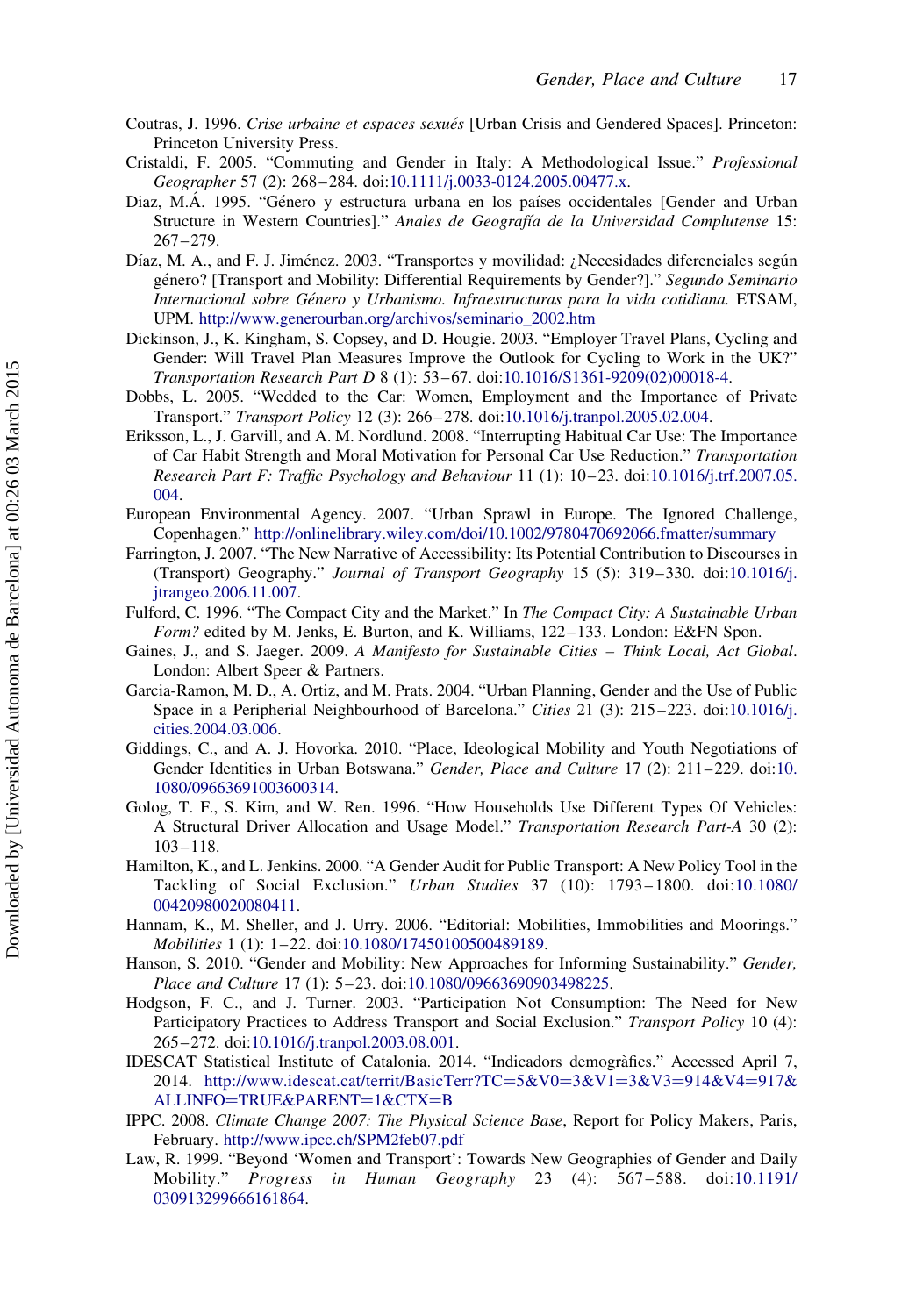Coutras, J. 1996. *Crise urbaine et espaces sexués* [Urban Crisis and Gendered Spaces]. Princeton: Princeton University Press.

Cristaldi, F. 2005. "Commuting and Gender in Italy: A Methodological Issue." *Professional Geographer* 57 (2): 268–284. doi:10.1111/j.0033-0124.2005.00477.x.

Diaz, M.Á. 1995. "Género y estructura urbana en los países occidentales [Gender and Urban Structure in Western Countries]." *Anales de Geografía de la Universidad Complutense* 15: 267–279.

Díaz, M. A., and F. J. Jiménez. 2003. "Transportes y movilidad: ¿Necesidades diferenciales según género? [Transport and Mobility: Differential Requirements by Gender?]." *Segundo Seminario Internacional sobre Género y Urbanismo. Infraestructuras para la vida cotidiana.* ETSAM, UPM. http://www.generourban.org/archivos/seminario_2002.htm

Dickinson, J., K. Kingham, S. Copsey, and D. Hougie. 2003. "Employer Travel Plans, Cycling and Gender: Will Travel Plan Measures Improve the Outlook for Cycling to Work in the UK?" *Transportation Research Part D* 8 (1): 53–67. doi:10.1016/S1361-9209(02)00018-4.

Dobbs, L. 2005. "Wedded to the Car: Women, Employment and the Importance of Private Transport." *Transport Policy* 12 (3): 266–278. doi:10.1016/j.tranpol.2005.02.004.

Eriksson, L., J. Garvill, and A. M. Nordlund. 2008. "Interrupting Habitual Car Use: The Importance of Car Habit Strength and Moral Motivation for Personal Car Use Reduction." *Transportation Research Part F: Traffic Psychology and Behaviour* 11 (1): 10–23. doi:10.1016/j.trf.2007.05.004.

European Environmental Agency. 2007. "Urban Sprawl in Europe. The Ignored Challenge, Copenhagen." http://onlinelibrary.wiley.com/doi/10.1002/9780470692066.fmatter/summary

Farrington, J. 2007. "The New Narrative of Accessibility: Its Potential Contribution to Discourses in (Transport) Geography." *Journal of Transport Geography* 15 (5): 319–330. doi:10.1016/j.jtrangeo.2006.11.007.

Fulford, C. 1996. "The Compact City and the Market." In *The Compact City: A Sustainable Urban Form?* edited by M. Jenks, E. Burton, and K. Williams, 122–133. London: E&FN Spon.

Gaines, J., and S. Jaeger. 2009. *A Manifesto for Sustainable Cities – Think Local, Act Global*. London: Albert Speer & Partners.

Garcia-Ramon, M. D., A. Ortiz, and M. Prats. 2004. "Urban Planning, Gender and the Use of Public Space in a Peripherial Neighbourhood of Barcelona." *Cities* 21 (3): 215–223. doi:10.1016/j.cities.2004.03.006.

Giddings, C., and A. J. Hovorka. 2010. "Place, Ideological Mobility and Youth Negotiations of Gender Identities in Urban Botswana." *Gender, Place and Culture* 17 (2): 211–229. doi:10.1080/09663691003600314.

Golog, T. F., S. Kim, and W. Ren. 1996. "How Households Use Different Types Of Vehicles: A Structural Driver Allocation and Usage Model." *Transportation Research Part-A* 30 (2): 103–118.

Hamilton, K., and L. Jenkins. 2000. "A Gender Audit for Public Transport: A New Policy Tool in the Tackling of Social Exclusion." *Urban Studies* 37 (10): 1793–1800. doi:10.1080/00420980020080411.

Hannam, K., M. Sheller, and J. Urry. 2006. "Editorial: Mobilities, Immobilities and Moorings." *Mobilities* 1 (1): 1–22. doi:10.1080/17450100500489189.

Hanson, S. 2010. "Gender and Mobility: New Approaches for Informing Sustainability." *Gender, Place and Culture* 17 (1): 5–23. doi:10.1080/09663690903498225.

Hodgson, F. C., and J. Turner. 2003. "Participation Not Consumption: The Need for New Participatory Practices to Address Transport and Social Exclusion." *Transport Policy* 10 (4): 265–272. doi:10.1016/j.tranpol.2003.08.001.

IDESCAT Statistical Institute of Catalonia. 2014. "Indicadors demogràfics." Accessed April 7, 2014. http://www.idescat.cat/territ/BasicTerr?TC=5&V0=3&V1=3&V3=914&V4=917&ALLINFO=TRUE&PARENT=1&CTX=B

IPPC. 2008. *Climate Change 2007: The Physical Science Base*, Report for Policy Makers, Paris, February. http://www.ipcc.ch/SPM2feb07.pdf

Law, R. 1999. "Beyond 'Women and Transport': Towards New Geographies of Gender and Daily Mobility." *Progress in Human Geography* 23 (4): 567–588. doi:10.1191/030913299666161864.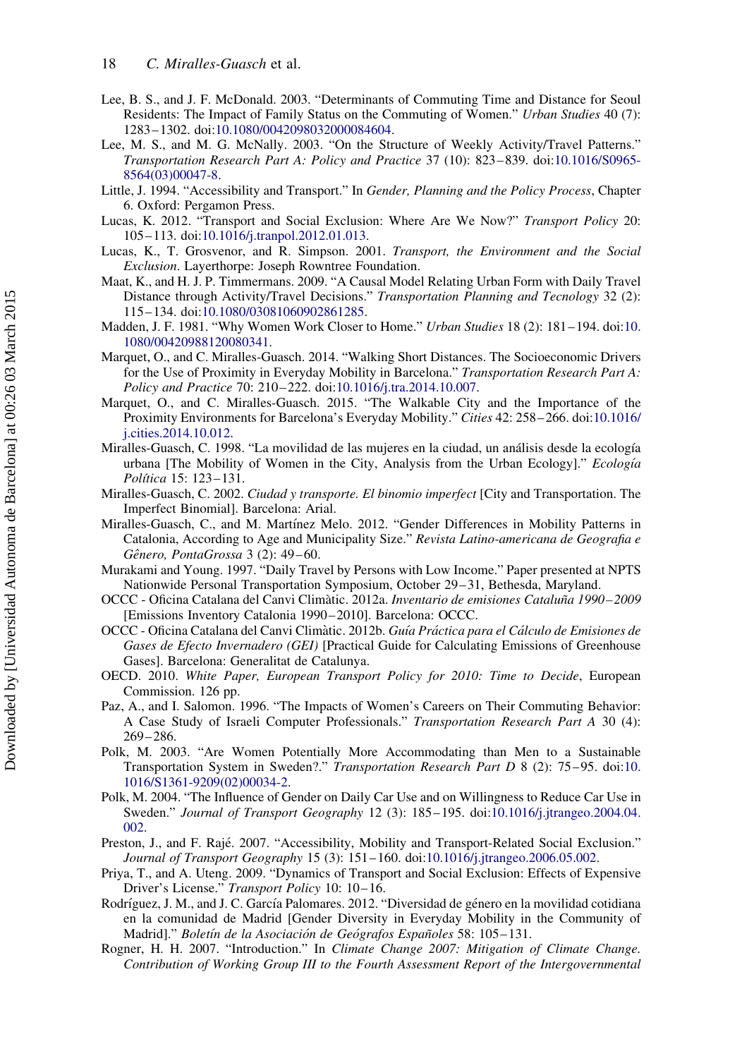Lee, B. S., and J. F. McDonald. 2003. "Determinants of Commuting Time and Distance for Seoul Residents: The Impact of Family Status on the Commuting of Women." *Urban Studies* 40 (7): 1283–1302. doi:10.1080/0042098032000084604.

Lee, M. S., and M. G. McNally. 2003. "On the Structure of Weekly Activity/Travel Patterns." *Transportation Research Part A: Policy and Practice* 37 (10): 823–839. doi:10.1016/S0965-8564(03)00047-8.

Little, J. 1994. "Accessibility and Transport." In *Gender, Planning and the Policy Process*, Chapter 6. Oxford: Pergamon Press.

Lucas, K. 2012. "Transport and Social Exclusion: Where Are We Now?" *Transport Policy* 20: 105–113. doi:10.1016/j.tranpol.2012.01.013.

Lucas, K., T. Grosvenor, and R. Simpson. 2001. *Transport, the Environment and the Social Exclusion*. Layerthorpe: Joseph Rowntree Foundation.

Maat, K., and H. J. P. Timmermans. 2009. "A Causal Model Relating Urban Form with Daily Travel Distance through Activity/Travel Decisions." *Transportation Planning and Tecnology* 32 (2): 115–134. doi:10.1080/03081060902861285.

Madden, J. F. 1981. "Why Women Work Closer to Home." *Urban Studies* 18 (2): 181–194. doi:10.1080/00420988120080341.

Marquet, O., and C. Miralles-Guasch. 2014. "Walking Short Distances. The Socioeconomic Drivers for the Use of Proximity in Everyday Mobility in Barcelona." *Transportation Research Part A: Policy and Practice* 70: 210–222. doi:10.1016/j.tra.2014.10.007.

Marquet, O., and C. Miralles-Guasch. 2015. "The Walkable City and the Importance of the Proximity Environments for Barcelona's Everyday Mobility." *Cities* 42: 258–266. doi:10.1016/j.cities.2014.10.012.

Miralles-Guasch, C. 1998. "La movilidad de las mujeres en la ciudad, un análisis desde la ecología urbana [The Mobility of Women in the City, Analysis from the Urban Ecology]." *Ecología Política* 15: 123–131.

Miralles-Guasch, C. 2002. *Ciudad y transporte. El binomio imperfect* [City and Transportation. The Imperfect Binomial]. Barcelona: Arial.

Miralles-Guasch, C., and M. Martínez Melo. 2012. "Gender Differences in Mobility Patterns in Catalonia, According to Age and Municipality Size." *Revista Latino-americana de Geografia e Gênero, PontaGrossa* 3 (2): 49–60.

Murakami and Young. 1997. "Daily Travel by Persons with Low Income." Paper presented at NPTS Nationwide Personal Transportation Symposium, October 29–31, Bethesda, Maryland.

OCCC - Oficina Catalana del Canvi Climàtic. 2012a. *Inventario de emisiones Cataluña 1990–2009* [Emissions Inventory Catalonia 1990–2010]. Barcelona: OCCC.

OCCC - Oficina Catalana del Canvi Climàtic. 2012b. *Guía Práctica para el Cálculo de Emisiones de Gases de Efecto Invernadero (GEI)* [Practical Guide for Calculating Emissions of Greenhouse Gases]. Barcelona: Generalitat de Catalunya.

OECD. 2010. *White Paper, European Transport Policy for 2010: Time to Decide*, European Commission. 126 pp.

Paz, A., and I. Salomon. 1996. "The Impacts of Women's Careers on Their Commuting Behavior: A Case Study of Israeli Computer Professionals." *Transportation Research Part A* 30 (4): 269–286.

Polk, M. 2003. "Are Women Potentially More Accommodating than Men to a Sustainable Transportation System in Sweden?." *Transportation Research Part D* 8 (2): 75–95. doi:10.1016/S1361-9209(02)00034-2.

Polk, M. 2004. "The Influence of Gender on Daily Car Use and on Willingness to Reduce Car Use in Sweden." *Journal of Transport Geography* 12 (3): 185–195. doi:10.1016/j.jtrangeo.2004.04.002.

Preston, J., and F. Rajé. 2007. "Accessibility, Mobility and Transport-Related Social Exclusion." *Journal of Transport Geography* 15 (3): 151–160. doi:10.1016/j.jtrangeo.2006.05.002.

Priya, T., and A. Uteng. 2009. "Dynamics of Transport and Social Exclusion: Effects of Expensive Driver's License." *Transport Policy* 10: 10–16.

Rodríguez, J. M., and J. C. García Palomares. 2012. "Diversidad de género en la movilidad cotidiana en la comunidad de Madrid [Gender Diversity in Everyday Mobility in the Community of Madrid]." *Boletín de la Asociación de Geógrafos Españoles* 58: 105–131.

Rogner, H. H. 2007. "Introduction." In *Climate Change 2007: Mitigation of Climate Change. Contribution of Working Group III to the Fourth Assessment Report of the Intergovernmental*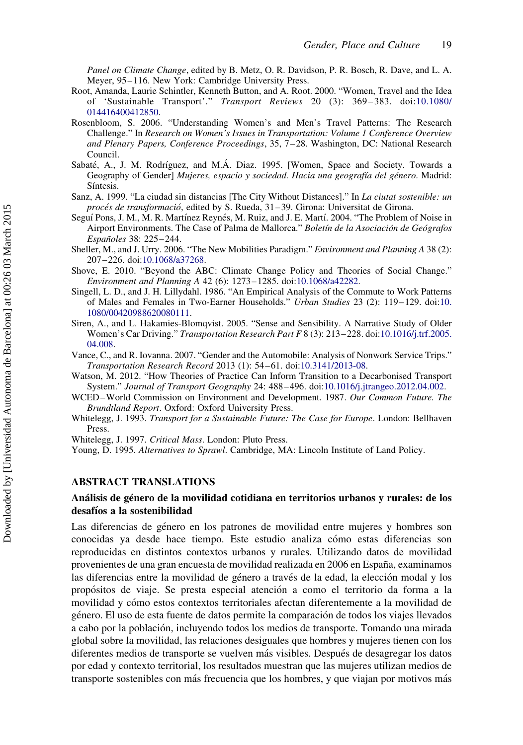*Panel on Climate Change*, edited by B. Metz, O. R. Davidson, P. R. Bosch, R. Dave, and L. A. Meyer, 95–116. New York: Cambridge University Press.

Root, Amanda, Laurie Schintler, Kenneth Button, and A. Root. 2000. "Women, Travel and the Idea of 'Sustainable Transport'." *Transport Reviews* 20 (3): 369–383. doi:10.1080/014416400412850.

Rosenbloom, S. 2006. "Understanding Women's and Men's Travel Patterns: The Research Challenge." In *Research on Women's Issues in Transportation: Volume 1 Conference Overview and Plenary Papers, Conference Proceedings*, 35, 7–28. Washington, DC: National Research Council.

Sabaté, A., J. M. Rodríguez, and M.Á. Diaz. 1995. [Women, Space and Society. Towards a Geography of Gender] *Mujeres, espacio y sociedad. Hacia una geografía del género*. Madrid: Síntesis.

Sanz, A. 1999. "La ciudad sin distancias [The City Without Distances]." In *La ciutat sostenible: un procés de transformació*, edited by S. Rueda, 31–39. Girona: Universitat de Girona.

Seguí Pons, J. M., M. R. Martínez Reynés, M. Ruiz, and J. E. Martí. 2004. "The Problem of Noise in Airport Environments. The Case of Palma de Mallorca." *Boletín de la Asociación de Geógrafos Españoles* 38: 225–244.

Sheller, M., and J. Urry. 2006. "The New Mobilities Paradigm." *Environment and Planning A* 38 (2): 207–226. doi:10.1068/a37268.

Shove, E. 2010. "Beyond the ABC: Climate Change Policy and Theories of Social Change." *Environment and Planning A* 42 (6): 1273–1285. doi:10.1068/a42282.

Singell, L. D., and J. H. Lillydahl. 1986. "An Empirical Analysis of the Commute to Work Patterns of Males and Females in Two-Earner Households." *Urban Studies* 23 (2): 119–129. doi:10.1080/00420988620080111.

Siren, A., and L. Hakamies-Blomqvist. 2005. "Sense and Sensibility. A Narrative Study of Older Women's Car Driving." *Transportation Research Part F* 8 (3): 213–228. doi:10.1016/j.trf.2005.04.008.

Vance, C., and R. Iovanna. 2007. "Gender and the Automobile: Analysis of Nonwork Service Trips." *Transportation Research Record* 2013 (1): 54–61. doi:10.3141/2013-08.

Watson, M. 2012. "How Theories of Practice Can Inform Transition to a Decarbonised Transport System." *Journal of Transport Geography* 24: 488–496. doi:10.1016/j.jtrangeo.2012.04.002.

WCED–World Commission on Environment and Development. 1987. *Our Common Future. The Brundtland Report*. Oxford: Oxford University Press.

Whitelegg, J. 1993. *Transport for a Sustainable Future: The Case for Europe*. London: Bellhaven Press.

Whitelegg, J. 1997. *Critical Mass*. London: Pluto Press.

Young, D. 1995. *Alternatives to Sprawl*. Cambridge, MA: Lincoln Institute of Land Policy.

## ABSTRACT TRANSLATIONS

### Análisis de género de la movilidad cotidiana en territorios urbanos y rurales: de los desafíos a la sostenibilidad

Las diferencias de género en los patrones de movilidad entre mujeres y hombres son conocidas ya desde hace tiempo. Este estudio analiza cómo estas diferencias son reproducidas en distintos contextos urbanos y rurales. Utilizando datos de movilidad provenientes de una gran encuesta de movilidad realizada en 2006 en España, examinamos las diferencias entre la movilidad de género a través de la edad, la elección modal y los propósitos de viaje. Se presta especial atención a como el territorio da forma a la movilidad y cómo estos contextos territoriales afectan diferentemente a la movilidad de género. El uso de esta fuente de datos permite la comparación de todos los viajes llevados a cabo por la población, incluyendo todos los medios de transporte. Tomando una mirada global sobre la movilidad, las relaciones desiguales que hombres y mujeres tienen con los diferentes medios de transporte se vuelven más visibles. Después de desagregar los datos por edad y contexto territorial, los resultados muestran que las mujeres utilizan medios de transporte sostenibles con más frecuencia que los hombres, y que viajan por motivos más